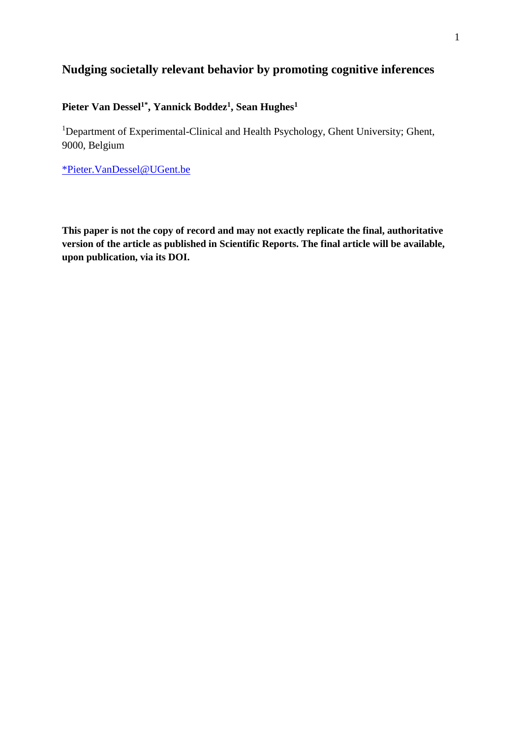# Nudging societally relevant behavior by promoting cognitive inferences

**Pieter Van Dessel[1*], Yannick Boddez[1], Sean Hughes[1]**

[1]Department of Experimental-Clinical and Health Psychology, Ghent University; Ghent, 9000, Belgium

*Pieter.VanDessel@UGent.be

**This paper is not the copy of record and may not exactly replicate the final, authoritative version of the article as published in Scientific Reports. The final article will be available, upon publication, via its DOI.**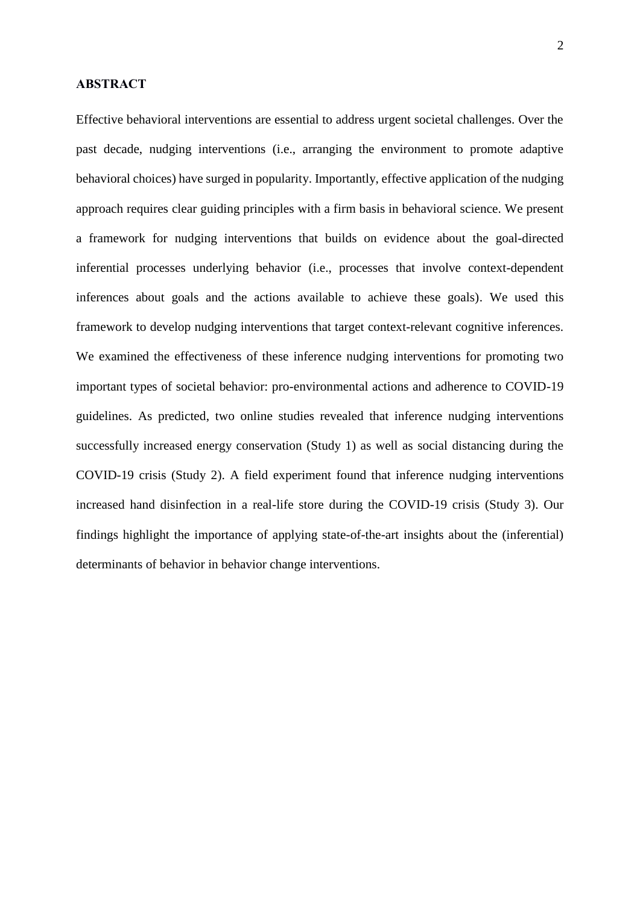## ABSTRACT

Effective behavioral interventions are essential to address urgent societal challenges. Over the past decade, nudging interventions (i.e., arranging the environment to promote adaptive behavioral choices) have surged in popularity. Importantly, effective application of the nudging approach requires clear guiding principles with a firm basis in behavioral science. We present a framework for nudging interventions that builds on evidence about the goal-directed inferential processes underlying behavior (i.e., processes that involve context-dependent inferences about goals and the actions available to achieve these goals). We used this framework to develop nudging interventions that target context-relevant cognitive inferences. We examined the effectiveness of these inference nudging interventions for promoting two important types of societal behavior: pro-environmental actions and adherence to COVID-19 guidelines. As predicted, two online studies revealed that inference nudging interventions successfully increased energy conservation (Study 1) as well as social distancing during the COVID-19 crisis (Study 2). A field experiment found that inference nudging interventions increased hand disinfection in a real-life store during the COVID-19 crisis (Study 3). Our findings highlight the importance of applying state-of-the-art insights about the (inferential) determinants of behavior in behavior change interventions.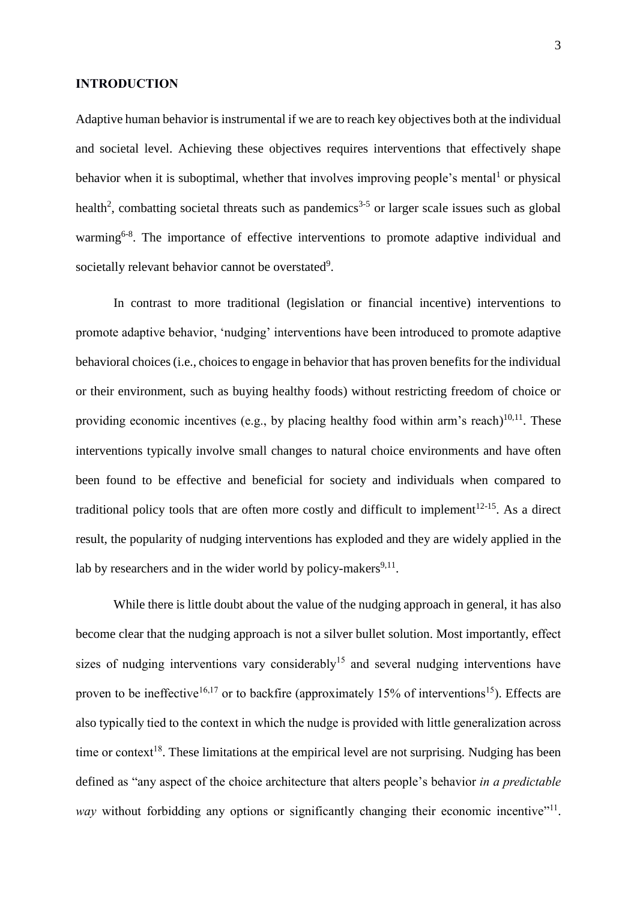## INTRODUCTION

Adaptive human behavior is instrumental if we are to reach key objectives both at the individual and societal level. Achieving these objectives requires interventions that effectively shape behavior when it is suboptimal, whether that involves improving people's mental[1] or physical health[2], combatting societal threats such as pandemics[3-5] or larger scale issues such as global warming[6-8]. The importance of effective interventions to promote adaptive individual and societally relevant behavior cannot be overstated[9].

In contrast to more traditional (legislation or financial incentive) interventions to promote adaptive behavior, 'nudging' interventions have been introduced to promote adaptive behavioral choices (i.e., choices to engage in behavior that has proven benefits for the individual or their environment, such as buying healthy foods) without restricting freedom of choice or providing economic incentives (e.g., by placing healthy food within arm's reach)[10,11]. These interventions typically involve small changes to natural choice environments and have often been found to be effective and beneficial for society and individuals when compared to traditional policy tools that are often more costly and difficult to implement[12-15]. As a direct result, the popularity of nudging interventions has exploded and they are widely applied in the lab by researchers and in the wider world by policy-makers[9,11].

While there is little doubt about the value of the nudging approach in general, it has also become clear that the nudging approach is not a silver bullet solution. Most importantly, effect sizes of nudging interventions vary considerably[15] and several nudging interventions have proven to be ineffective[16,17] or to backfire (approximately 15% of interventions[15]). Effects are also typically tied to the context in which the nudge is provided with little generalization across time or context[18]. These limitations at the empirical level are not surprising. Nudging has been defined as "any aspect of the choice architecture that alters people's behavior *in a predictable way* without forbidding any options or significantly changing their economic incentive"[11].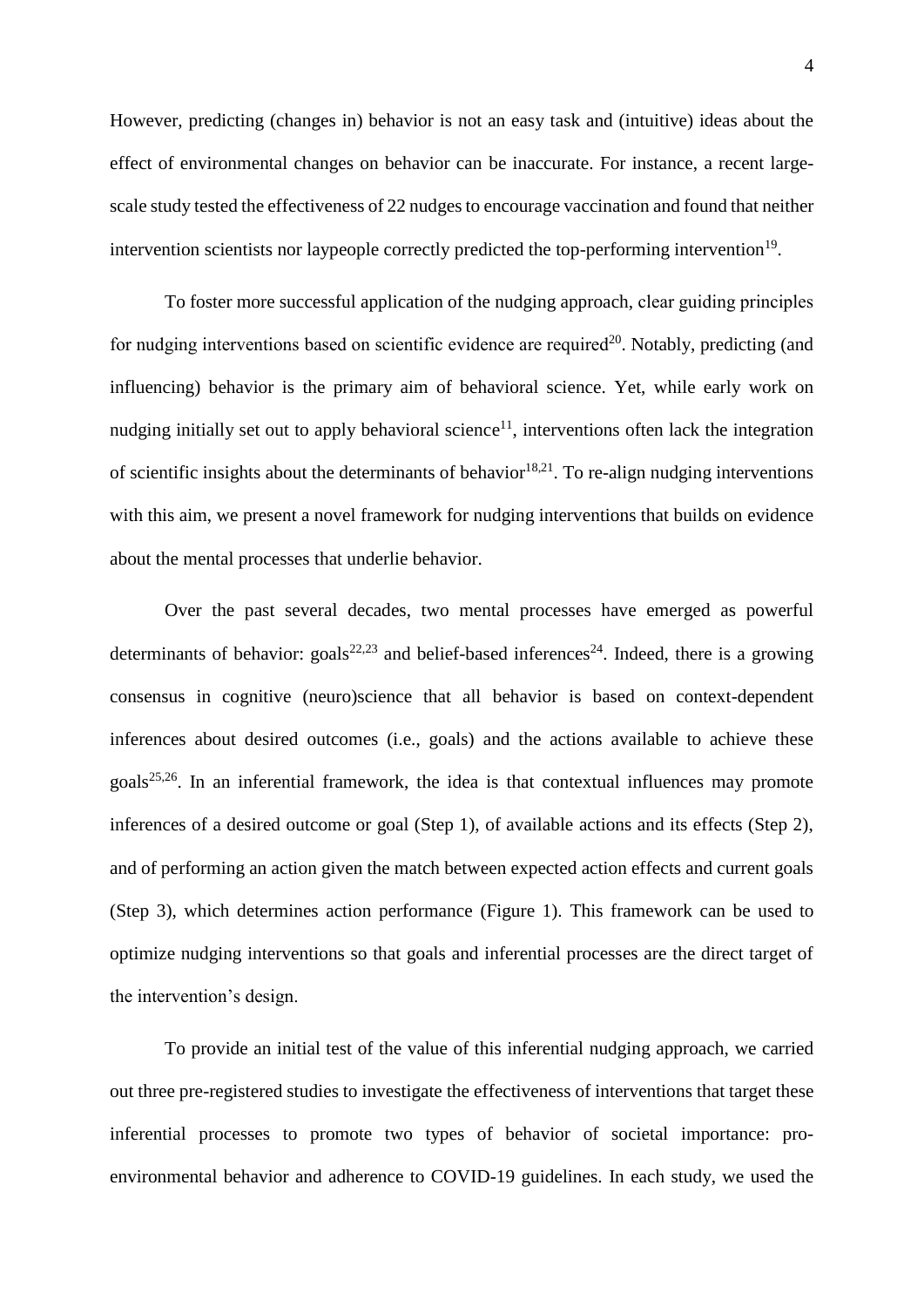However, predicting (changes in) behavior is not an easy task and (intuitive) ideas about the effect of environmental changes on behavior can be inaccurate. For instance, a recent large-scale study tested the effectiveness of 22 nudges to encourage vaccination and found that neither intervention scientists nor laypeople correctly predicted the top-performing intervention[19].

To foster more successful application of the nudging approach, clear guiding principles for nudging interventions based on scientific evidence are required[20]. Notably, predicting (and influencing) behavior is the primary aim of behavioral science. Yet, while early work on nudging initially set out to apply behavioral science[11], interventions often lack the integration of scientific insights about the determinants of behavior[18,21]. To re-align nudging interventions with this aim, we present a novel framework for nudging interventions that builds on evidence about the mental processes that underlie behavior.

Over the past several decades, two mental processes have emerged as powerful determinants of behavior: goals[22,23] and belief-based inferences[24]. Indeed, there is a growing consensus in cognitive (neuro)science that all behavior is based on context-dependent inferences about desired outcomes (i.e., goals) and the actions available to achieve these goals[25,26]. In an inferential framework, the idea is that contextual influences may promote inferences of a desired outcome or goal (Step 1), of available actions and its effects (Step 2), and of performing an action given the match between expected action effects and current goals (Step 3), which determines action performance (Figure 1). This framework can be used to optimize nudging interventions so that goals and inferential processes are the direct target of the intervention's design.

To provide an initial test of the value of this inferential nudging approach, we carried out three pre-registered studies to investigate the effectiveness of interventions that target these inferential processes to promote two types of behavior of societal importance: pro-environmental behavior and adherence to COVID-19 guidelines. In each study, we used the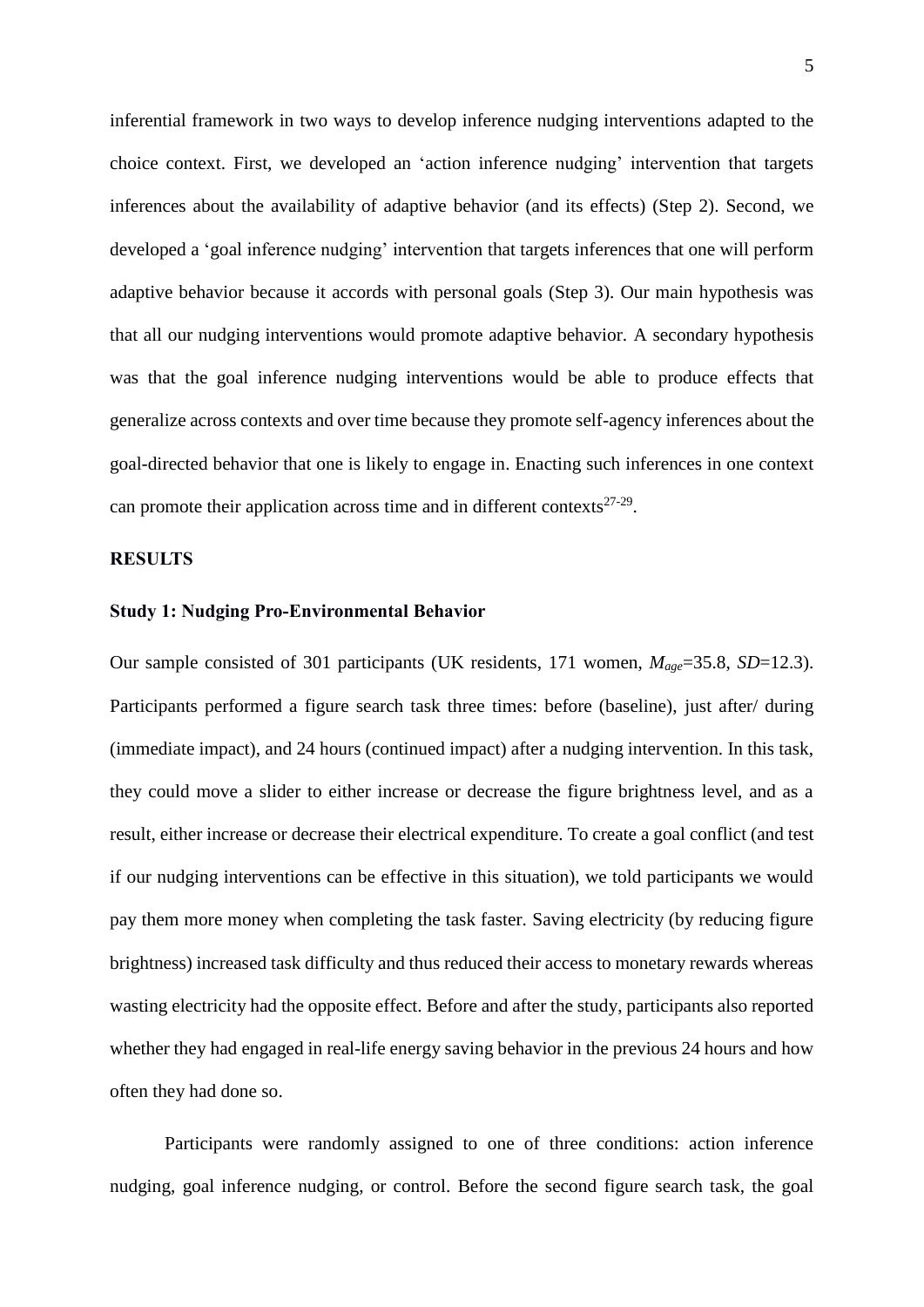inferential framework in two ways to develop inference nudging interventions adapted to the choice context. First, we developed an 'action inference nudging' intervention that targets inferences about the availability of adaptive behavior (and its effects) (Step 2). Second, we developed a 'goal inference nudging' intervention that targets inferences that one will perform adaptive behavior because it accords with personal goals (Step 3). Our main hypothesis was that all our nudging interventions would promote adaptive behavior. A secondary hypothesis was that the goal inference nudging interventions would be able to produce effects that generalize across contexts and over time because they promote self-agency inferences about the goal-directed behavior that one is likely to engage in. Enacting such inferences in one context can promote their application across time and in different contexts[27-29].

## RESULTS

### Study 1: Nudging Pro-Environmental Behavior

Our sample consisted of 301 participants (UK residents, 171 women, $M_{age}$=35.8, *SD*=12.3). Participants performed a figure search task three times: before (baseline), just after/ during (immediate impact), and 24 hours (continued impact) after a nudging intervention. In this task, they could move a slider to either increase or decrease the figure brightness level, and as a result, either increase or decrease their electrical expenditure. To create a goal conflict (and test if our nudging interventions can be effective in this situation), we told participants we would pay them more money when completing the task faster. Saving electricity (by reducing figure brightness) increased task difficulty and thus reduced their access to monetary rewards whereas wasting electricity had the opposite effect. Before and after the study, participants also reported whether they had engaged in real-life energy saving behavior in the previous 24 hours and how often they had done so.

Participants were randomly assigned to one of three conditions: action inference nudging, goal inference nudging, or control. Before the second figure search task, the goal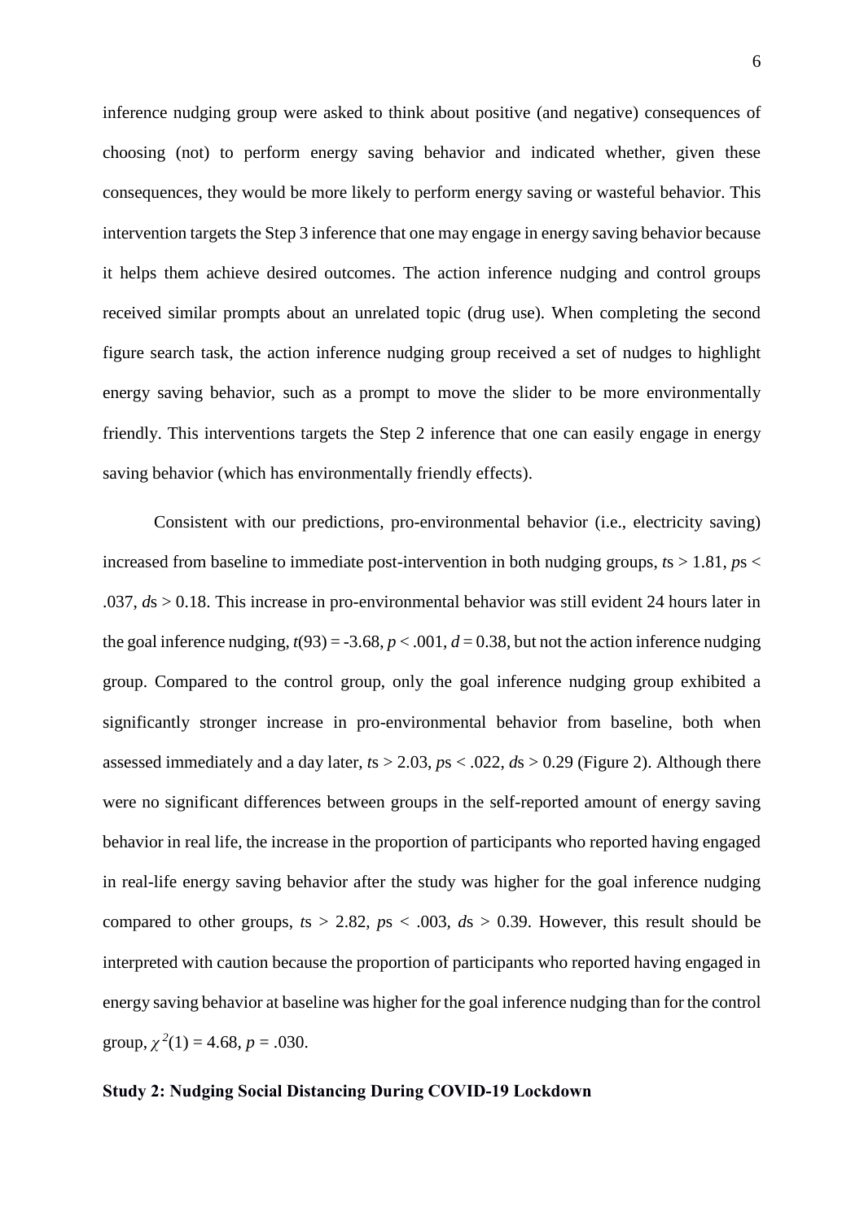inference nudging group were asked to think about positive (and negative) consequences of choosing (not) to perform energy saving behavior and indicated whether, given these consequences, they would be more likely to perform energy saving or wasteful behavior. This intervention targets the Step 3 inference that one may engage in energy saving behavior because it helps them achieve desired outcomes. The action inference nudging and control groups received similar prompts about an unrelated topic (drug use). When completing the second figure search task, the action inference nudging group received a set of nudges to highlight energy saving behavior, such as a prompt to move the slider to be more environmentally friendly. This interventions targets the Step 2 inference that one can easily engage in energy saving behavior (which has environmentally friendly effects).

Consistent with our predictions, pro-environmental behavior (i.e., electricity saving) increased from baseline to immediate post-intervention in both nudging groups, *t*s > 1.81, *p*s < .037, *d*s > 0.18. This increase in pro-environmental behavior was still evident 24 hours later in the goal inference nudging, $t(93) = -3.68$, $p < .001$, $d = 0.38$, but not the action inference nudging group. Compared to the control group, only the goal inference nudging group exhibited a significantly stronger increase in pro-environmental behavior from baseline, both when assessed immediately and a day later, *t*s > 2.03, *p*s < .022, *d*s > 0.29 (Figure 2). Although there were no significant differences between groups in the self-reported amount of energy saving behavior in real life, the increase in the proportion of participants who reported having engaged in real-life energy saving behavior after the study was higher for the goal inference nudging compared to other groups, *t*s > 2.82, *p*s < .003, *d*s > 0.39. However, this result should be interpreted with caution because the proportion of participants who reported having engaged in energy saving behavior at baseline was higher for the goal inference nudging than for the control group, $\chi^2(1) = 4.68$, $p = .030$.

**Study 2: Nudging Social Distancing During COVID-19 Lockdown**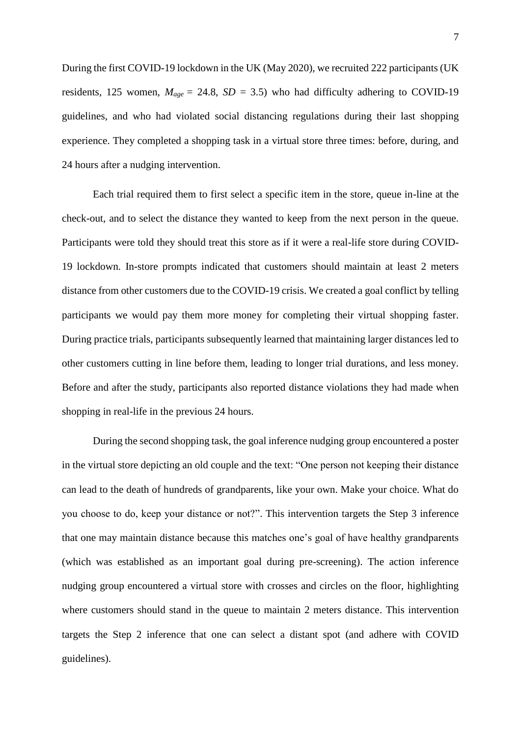During the first COVID-19 lockdown in the UK (May 2020), we recruited 222 participants (UK residents, 125 women, $M_{age}$ = 24.8, $SD$ = 3.5) who had difficulty adhering to COVID-19 guidelines, and who had violated social distancing regulations during their last shopping experience. They completed a shopping task in a virtual store three times: before, during, and 24 hours after a nudging intervention.

Each trial required them to first select a specific item in the store, queue in-line at the check-out, and to select the distance they wanted to keep from the next person in the queue. Participants were told they should treat this store as if it were a real-life store during COVID-19 lockdown. In-store prompts indicated that customers should maintain at least 2 meters distance from other customers due to the COVID-19 crisis. We created a goal conflict by telling participants we would pay them more money for completing their virtual shopping faster. During practice trials, participants subsequently learned that maintaining larger distances led to other customers cutting in line before them, leading to longer trial durations, and less money. Before and after the study, participants also reported distance violations they had made when shopping in real-life in the previous 24 hours.

During the second shopping task, the goal inference nudging group encountered a poster in the virtual store depicting an old couple and the text: "One person not keeping their distance can lead to the death of hundreds of grandparents, like your own. Make your choice. What do you choose to do, keep your distance or not?". This intervention targets the Step 3 inference that one may maintain distance because this matches one's goal of have healthy grandparents (which was established as an important goal during pre-screening). The action inference nudging group encountered a virtual store with crosses and circles on the floor, highlighting where customers should stand in the queue to maintain 2 meters distance. This intervention targets the Step 2 inference that one can select a distant spot (and adhere with COVID guidelines).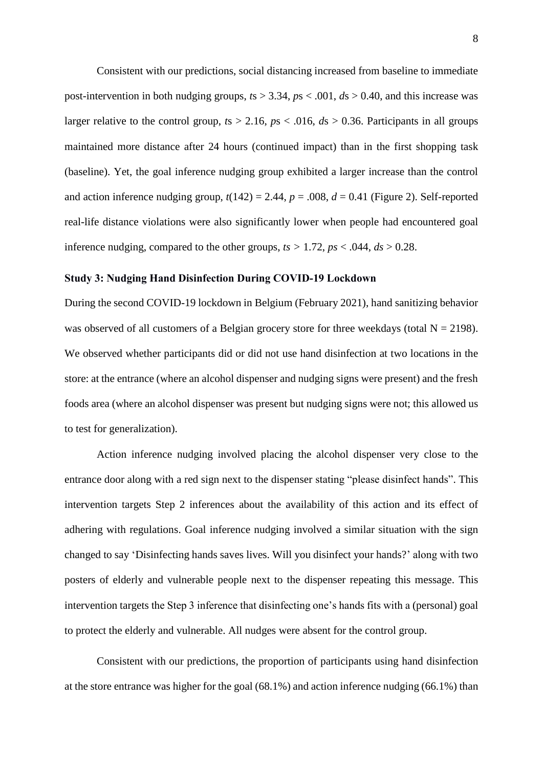Consistent with our predictions, social distancing increased from baseline to immediate post-intervention in both nudging groups, $t$s > 3.34, $p$s < .001, $d$s > 0.40, and this increase was larger relative to the control group, $t$s > 2.16, $p$s < .016, $d$s > 0.36. Participants in all groups maintained more distance after 24 hours (continued impact) than in the first shopping task (baseline). Yet, the goal inference nudging group exhibited a larger increase than the control and action inference nudging group, $t(142) = 2.44$, $p = .008$, $d = 0.41$ (Figure 2). Self-reported real-life distance violations were also significantly lower when people had encountered goal inference nudging, compared to the other groups, $ts > 1.72$, $ps < .044$, $ds > 0.28$.

### Study 3: Nudging Hand Disinfection During COVID-19 Lockdown

During the second COVID-19 lockdown in Belgium (February 2021), hand sanitizing behavior was observed of all customers of a Belgian grocery store for three weekdays (total N = 2198). We observed whether participants did or did not use hand disinfection at two locations in the store: at the entrance (where an alcohol dispenser and nudging signs were present) and the fresh foods area (where an alcohol dispenser was present but nudging signs were not; this allowed us to test for generalization).

Action inference nudging involved placing the alcohol dispenser very close to the entrance door along with a red sign next to the dispenser stating "please disinfect hands". This intervention targets Step 2 inferences about the availability of this action and its effect of adhering with regulations. Goal inference nudging involved a similar situation with the sign changed to say 'Disinfecting hands saves lives. Will you disinfect your hands?' along with two posters of elderly and vulnerable people next to the dispenser repeating this message. This intervention targets the Step 3 inference that disinfecting one's hands fits with a (personal) goal to protect the elderly and vulnerable. All nudges were absent for the control group.

Consistent with our predictions, the proportion of participants using hand disinfection at the store entrance was higher for the goal (68.1%) and action inference nudging (66.1%) than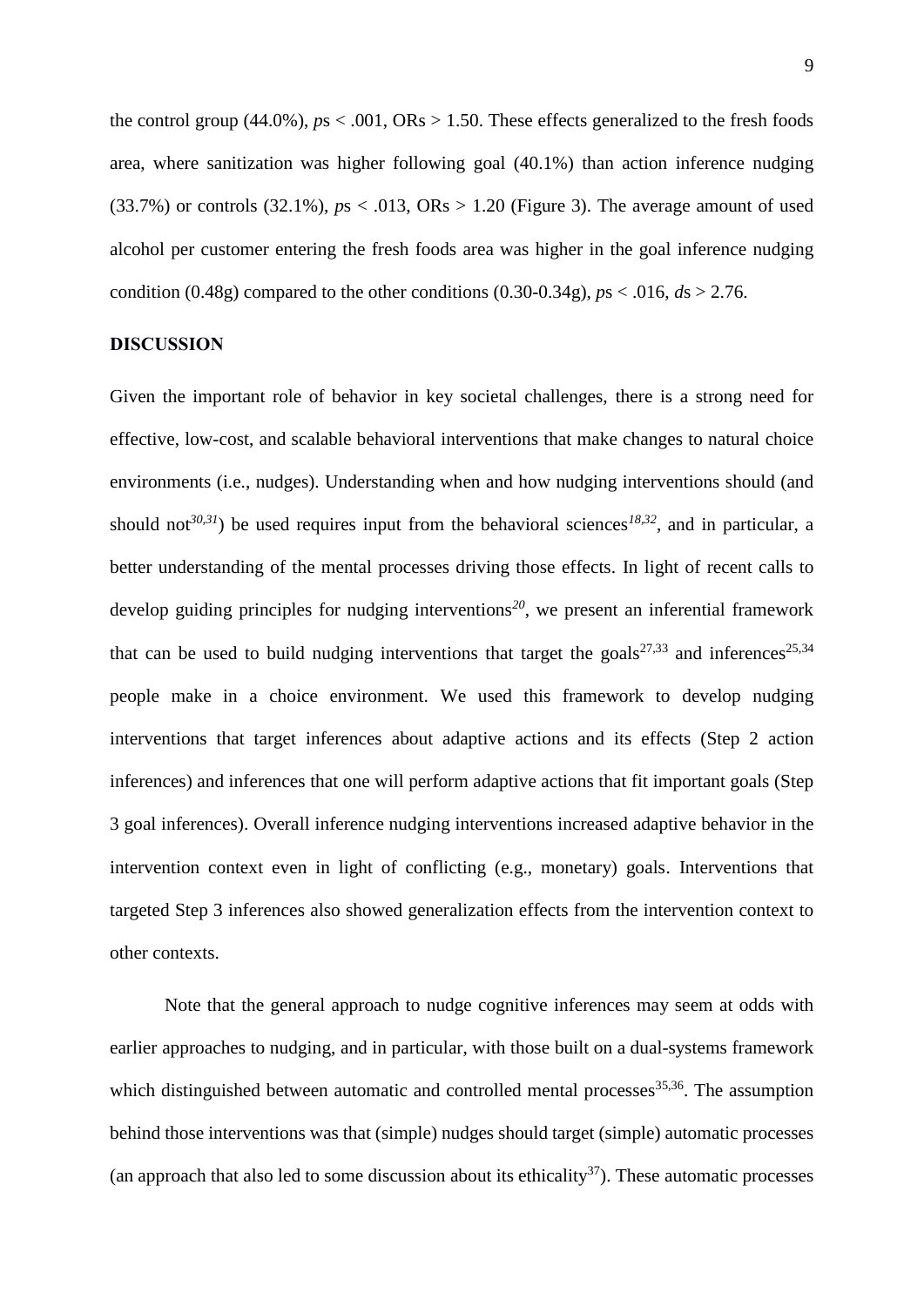the control group (44.0%), $ps < .001$, ORs > 1.50. These effects generalized to the fresh foods area, where sanitization was higher following goal (40.1%) than action inference nudging (33.7%) or controls (32.1%), $ps < .013$, ORs > 1.20 (Figure 3). The average amount of used alcohol per customer entering the fresh foods area was higher in the goal inference nudging condition (0.48g) compared to the other conditions (0.30-0.34g), $ps < .016$, $ds > 2.76$.

## DISCUSSION

Given the important role of behavior in key societal challenges, there is a strong need for effective, low-cost, and scalable behavioral interventions that make changes to natural choice environments (i.e., nudges). Understanding when and how nudging interventions should (and should not[30,31]) be used requires input from the behavioral sciences[18,32], and in particular, a better understanding of the mental processes driving those effects. In light of recent calls to develop guiding principles for nudging interventions[20], we present an inferential framework that can be used to build nudging interventions that target the goals[27,33] and inferences[25,34] people make in a choice environment. We used this framework to develop nudging interventions that target inferences about adaptive actions and its effects (Step 2 action inferences) and inferences that one will perform adaptive actions that fit important goals (Step 3 goal inferences). Overall inference nudging interventions increased adaptive behavior in the intervention context even in light of conflicting (e.g., monetary) goals. Interventions that targeted Step 3 inferences also showed generalization effects from the intervention context to other contexts.

Note that the general approach to nudge cognitive inferences may seem at odds with earlier approaches to nudging, and in particular, with those built on a dual-systems framework which distinguished between automatic and controlled mental processes[35,36]. The assumption behind those interventions was that (simple) nudges should target (simple) automatic processes (an approach that also led to some discussion about its ethicality[37]). These automatic processes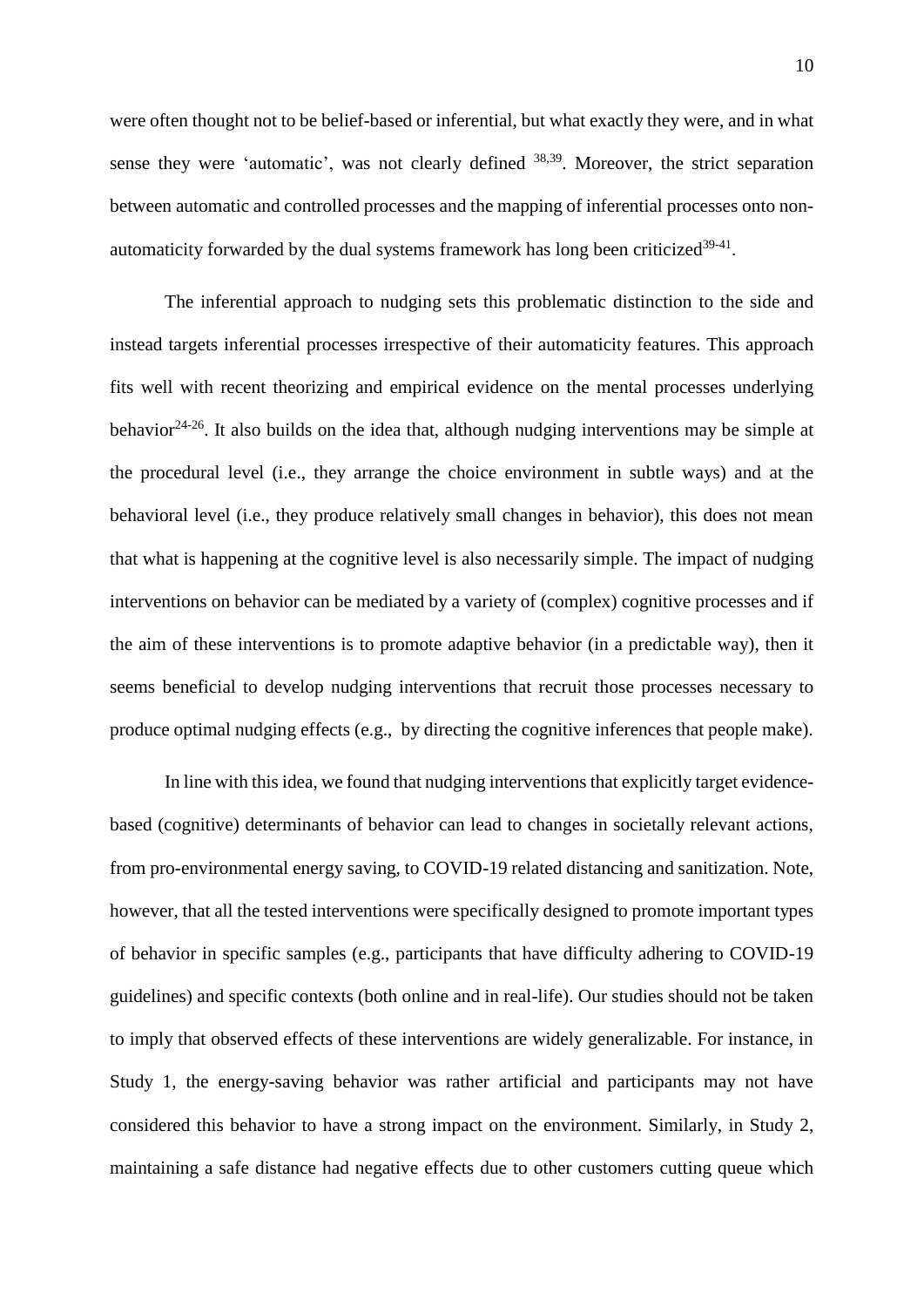were often thought not to be belief-based or inferential, but what exactly they were, and in what sense they were 'automatic', was not clearly defined [38,39]. Moreover, the strict separation between automatic and controlled processes and the mapping of inferential processes onto non-automaticity forwarded by the dual systems framework has long been criticized[39-41].

The inferential approach to nudging sets this problematic distinction to the side and instead targets inferential processes irrespective of their automaticity features. This approach fits well with recent theorizing and empirical evidence on the mental processes underlying behavior[24-26]. It also builds on the idea that, although nudging interventions may be simple at the procedural level (i.e., they arrange the choice environment in subtle ways) and at the behavioral level (i.e., they produce relatively small changes in behavior), this does not mean that what is happening at the cognitive level is also necessarily simple. The impact of nudging interventions on behavior can be mediated by a variety of (complex) cognitive processes and if the aim of these interventions is to promote adaptive behavior (in a predictable way), then it seems beneficial to develop nudging interventions that recruit those processes necessary to produce optimal nudging effects (e.g., by directing the cognitive inferences that people make).

In line with this idea, we found that nudging interventions that explicitly target evidence-based (cognitive) determinants of behavior can lead to changes in societally relevant actions, from pro-environmental energy saving, to COVID-19 related distancing and sanitization. Note, however, that all the tested interventions were specifically designed to promote important types of behavior in specific samples (e.g., participants that have difficulty adhering to COVID-19 guidelines) and specific contexts (both online and in real-life). Our studies should not be taken to imply that observed effects of these interventions are widely generalizable. For instance, in Study 1, the energy-saving behavior was rather artificial and participants may not have considered this behavior to have a strong impact on the environment. Similarly, in Study 2, maintaining a safe distance had negative effects due to other customers cutting queue which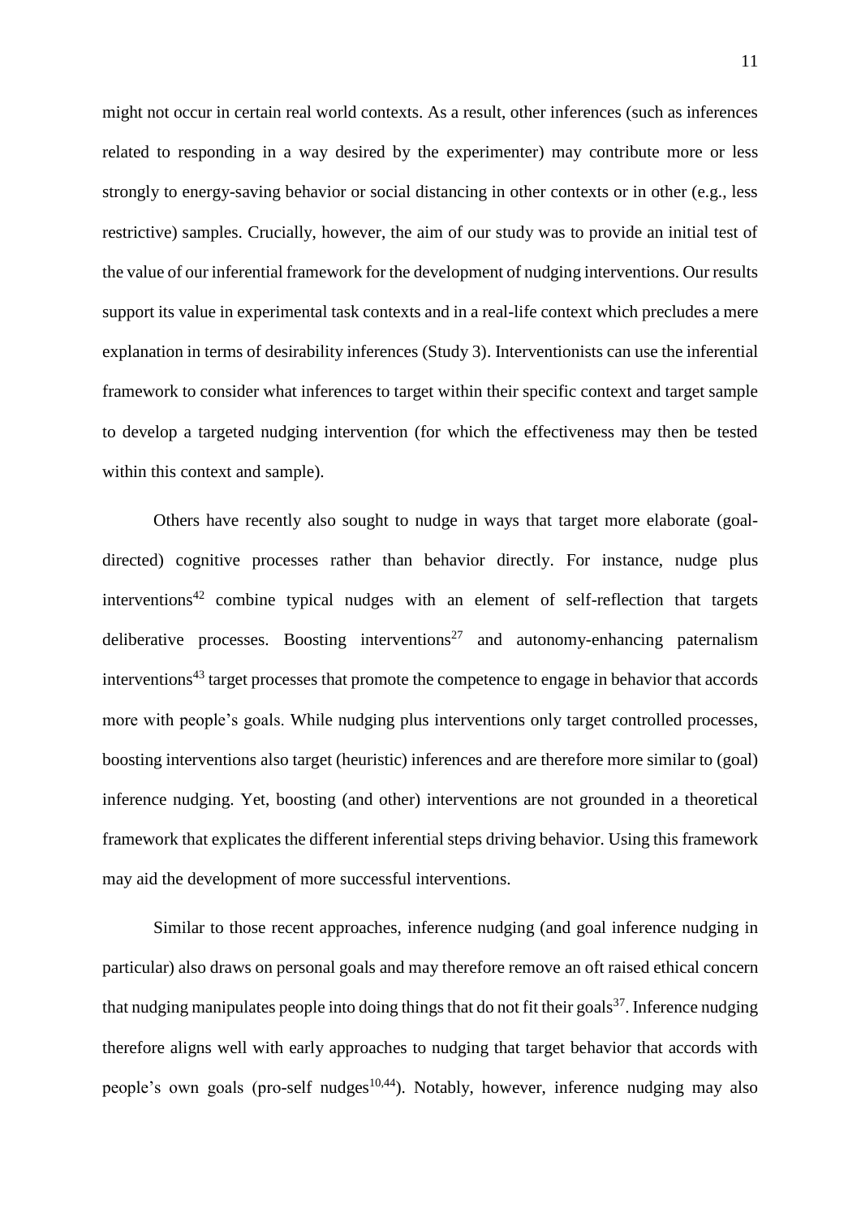might not occur in certain real world contexts. As a result, other inferences (such as inferences related to responding in a way desired by the experimenter) may contribute more or less strongly to energy-saving behavior or social distancing in other contexts or in other (e.g., less restrictive) samples. Crucially, however, the aim of our study was to provide an initial test of the value of our inferential framework for the development of nudging interventions. Our results support its value in experimental task contexts and in a real-life context which precludes a mere explanation in terms of desirability inferences (Study 3). Interventionists can use the inferential framework to consider what inferences to target within their specific context and target sample to develop a targeted nudging intervention (for which the effectiveness may then be tested within this context and sample).

Others have recently also sought to nudge in ways that target more elaborate (goal-directed) cognitive processes rather than behavior directly. For instance, nudge plus interventions[42] combine typical nudges with an element of self-reflection that targets deliberative processes. Boosting interventions[27] and autonomy-enhancing paternalism interventions[43] target processes that promote the competence to engage in behavior that accords more with people's goals. While nudging plus interventions only target controlled processes, boosting interventions also target (heuristic) inferences and are therefore more similar to (goal) inference nudging. Yet, boosting (and other) interventions are not grounded in a theoretical framework that explicates the different inferential steps driving behavior. Using this framework may aid the development of more successful interventions.

Similar to those recent approaches, inference nudging (and goal inference nudging in particular) also draws on personal goals and may therefore remove an oft raised ethical concern that nudging manipulates people into doing things that do not fit their goals[37]. Inference nudging therefore aligns well with early approaches to nudging that target behavior that accords with people's own goals (pro-self nudges[10,44]). Notably, however, inference nudging may also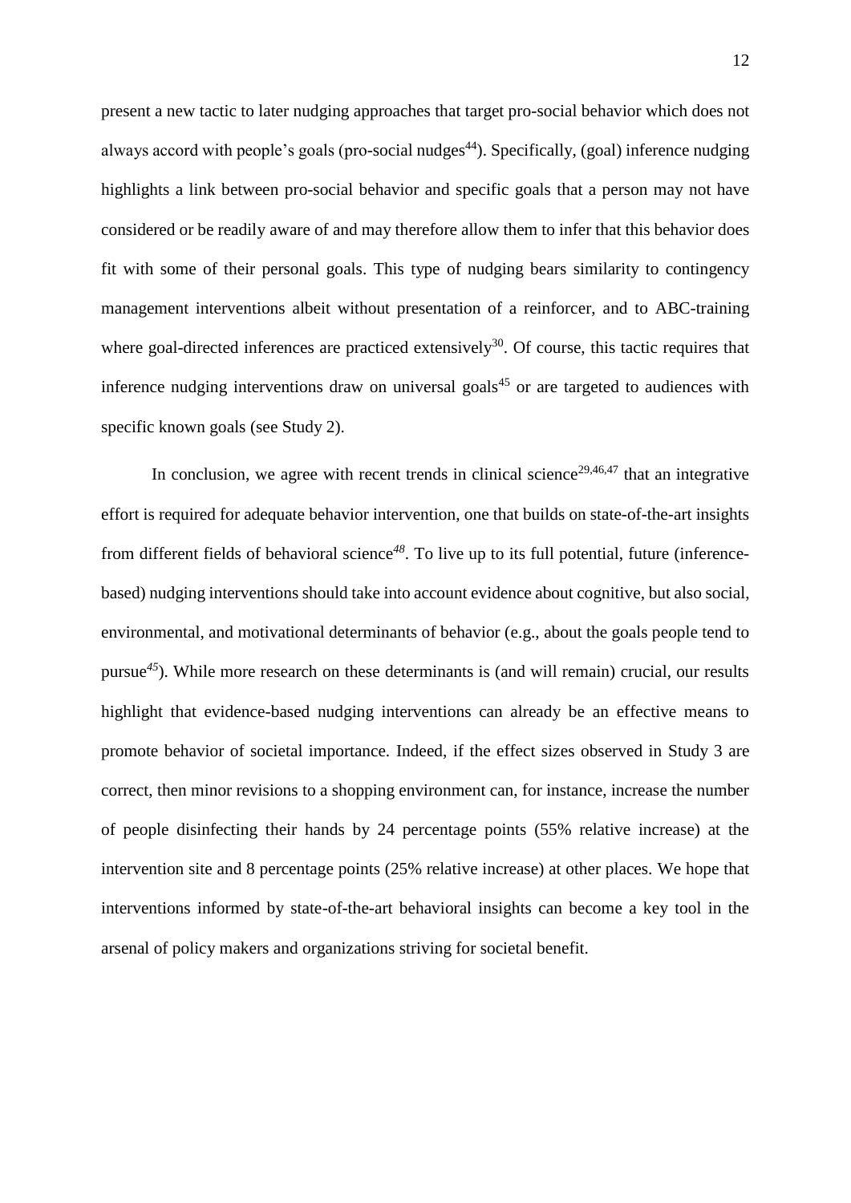present a new tactic to later nudging approaches that target pro-social behavior which does not always accord with people's goals (pro-social nudges[44]). Specifically, (goal) inference nudging highlights a link between pro-social behavior and specific goals that a person may not have considered or be readily aware of and may therefore allow them to infer that this behavior does fit with some of their personal goals. This type of nudging bears similarity to contingency management interventions albeit without presentation of a reinforcer, and to ABC-training where goal-directed inferences are practiced extensively[30]. Of course, this tactic requires that inference nudging interventions draw on universal goals[45] or are targeted to audiences with specific known goals (see Study 2).

In conclusion, we agree with recent trends in clinical science[29,46,47] that an integrative effort is required for adequate behavior intervention, one that builds on state-of-the-art insights from different fields of behavioral science[48]. To live up to its full potential, future (inference-based) nudging interventions should take into account evidence about cognitive, but also social, environmental, and motivational determinants of behavior (e.g., about the goals people tend to pursue[45]). While more research on these determinants is (and will remain) crucial, our results highlight that evidence-based nudging interventions can already be an effective means to promote behavior of societal importance. Indeed, if the effect sizes observed in Study 3 are correct, then minor revisions to a shopping environment can, for instance, increase the number of people disinfecting their hands by 24 percentage points (55% relative increase) at the intervention site and 8 percentage points (25% relative increase) at other places. We hope that interventions informed by state-of-the-art behavioral insights can become a key tool in the arsenal of policy makers and organizations striving for societal benefit.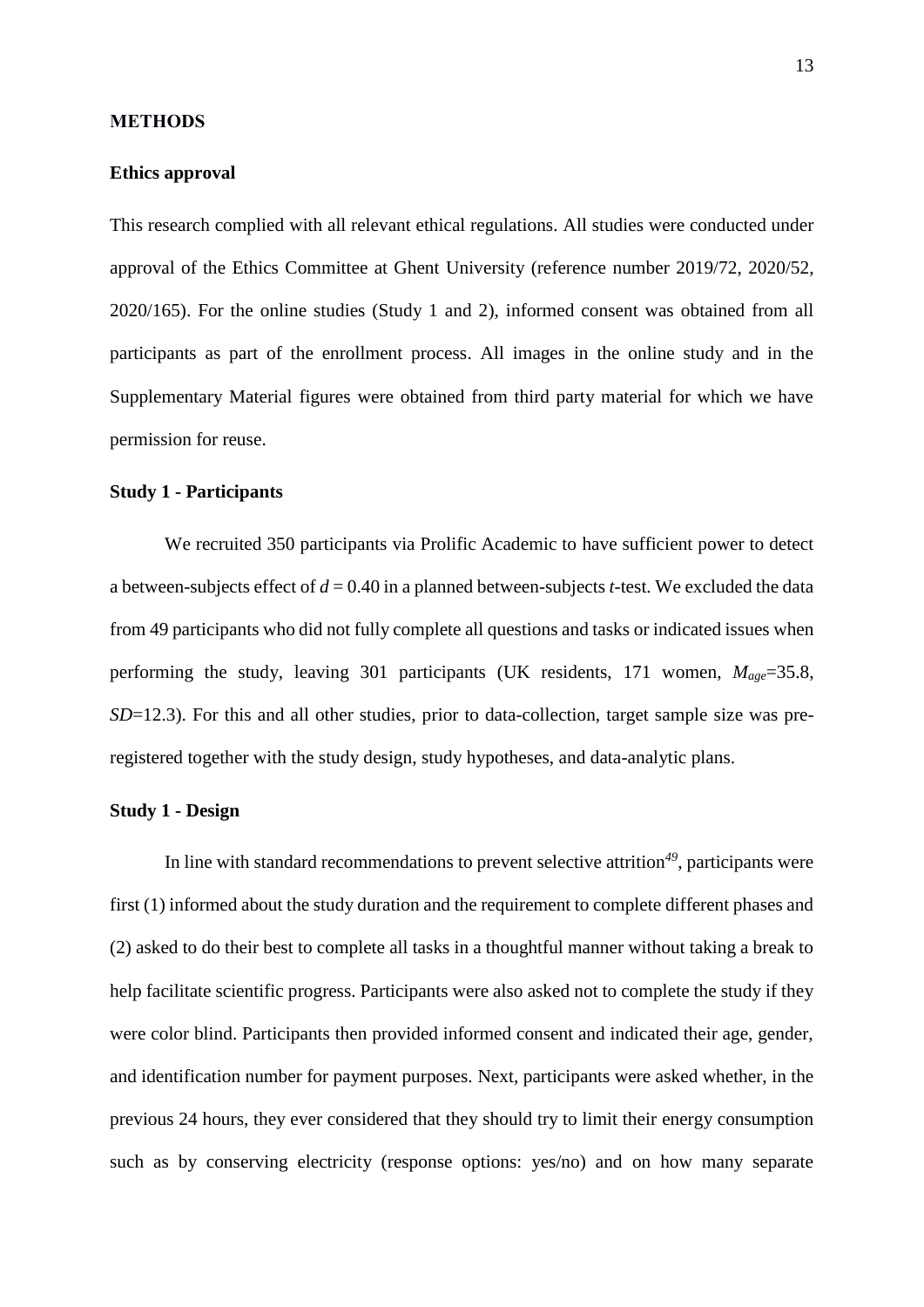## METHODS

### Ethics approval

This research complied with all relevant ethical regulations. All studies were conducted under approval of the Ethics Committee at Ghent University (reference number 2019/72, 2020/52, 2020/165). For the online studies (Study 1 and 2), informed consent was obtained from all participants as part of the enrollment process. All images in the online study and in the Supplementary Material figures were obtained from third party material for which we have permission for reuse.

### Study 1 - Participants

We recruited 350 participants via Prolific Academic to have sufficient power to detect a between-subjects effect of $d = 0.40$ in a planned between-subjects $t$-test. We excluded the data from 49 participants who did not fully complete all questions and tasks or indicated issues when performing the study, leaving 301 participants (UK residents, 171 women, $M_{age}$=35.8, $SD$=12.3). For this and all other studies, prior to data-collection, target sample size was pre-registered together with the study design, study hypotheses, and data-analytic plans.

### Study 1 - Design

In line with standard recommendations to prevent selective attrition[49], participants were first (1) informed about the study duration and the requirement to complete different phases and (2) asked to do their best to complete all tasks in a thoughtful manner without taking a break to help facilitate scientific progress. Participants were also asked not to complete the study if they were color blind. Participants then provided informed consent and indicated their age, gender, and identification number for payment purposes. Next, participants were asked whether, in the previous 24 hours, they ever considered that they should try to limit their energy consumption such as by conserving electricity (response options: yes/no) and on how many separate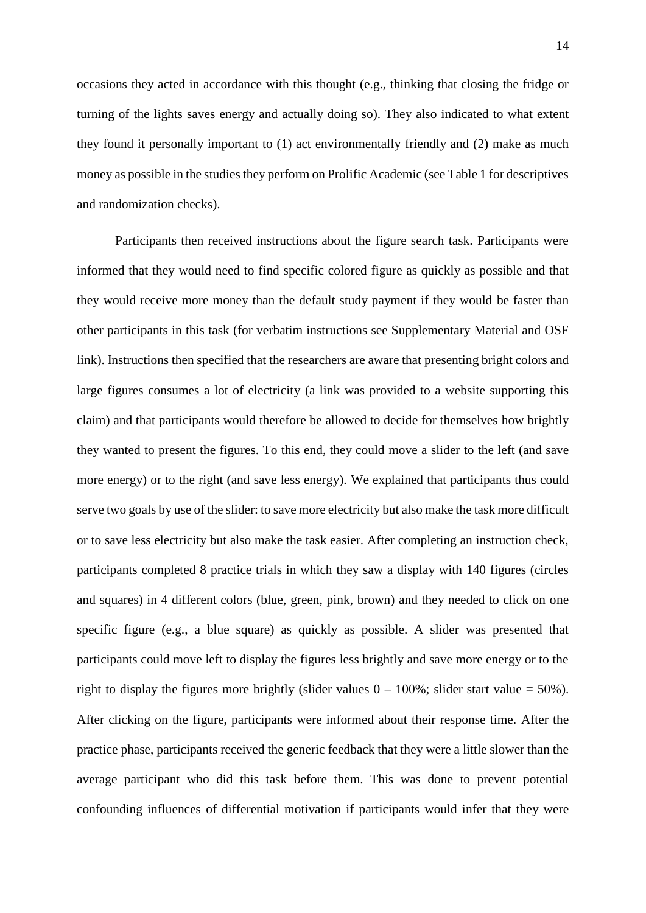occasions they acted in accordance with this thought (e.g., thinking that closing the fridge or turning of the lights saves energy and actually doing so). They also indicated to what extent they found it personally important to (1) act environmentally friendly and (2) make as much money as possible in the studies they perform on Prolific Academic (see Table 1 for descriptives and randomization checks).

Participants then received instructions about the figure search task. Participants were informed that they would need to find specific colored figure as quickly as possible and that they would receive more money than the default study payment if they would be faster than other participants in this task (for verbatim instructions see Supplementary Material and OSF link). Instructions then specified that the researchers are aware that presenting bright colors and large figures consumes a lot of electricity (a link was provided to a website supporting this claim) and that participants would therefore be allowed to decide for themselves how brightly they wanted to present the figures. To this end, they could move a slider to the left (and save more energy) or to the right (and save less energy). We explained that participants thus could serve two goals by use of the slider: to save more electricity but also make the task more difficult or to save less electricity but also make the task easier. After completing an instruction check, participants completed 8 practice trials in which they saw a display with 140 figures (circles and squares) in 4 different colors (blue, green, pink, brown) and they needed to click on one specific figure (e.g., a blue square) as quickly as possible. A slider was presented that participants could move left to display the figures less brightly and save more energy or to the right to display the figures more brightly (slider values 0 – 100%; slider start value = 50%). After clicking on the figure, participants were informed about their response time. After the practice phase, participants received the generic feedback that they were a little slower than the average participant who did this task before them. This was done to prevent potential confounding influences of differential motivation if participants would infer that they were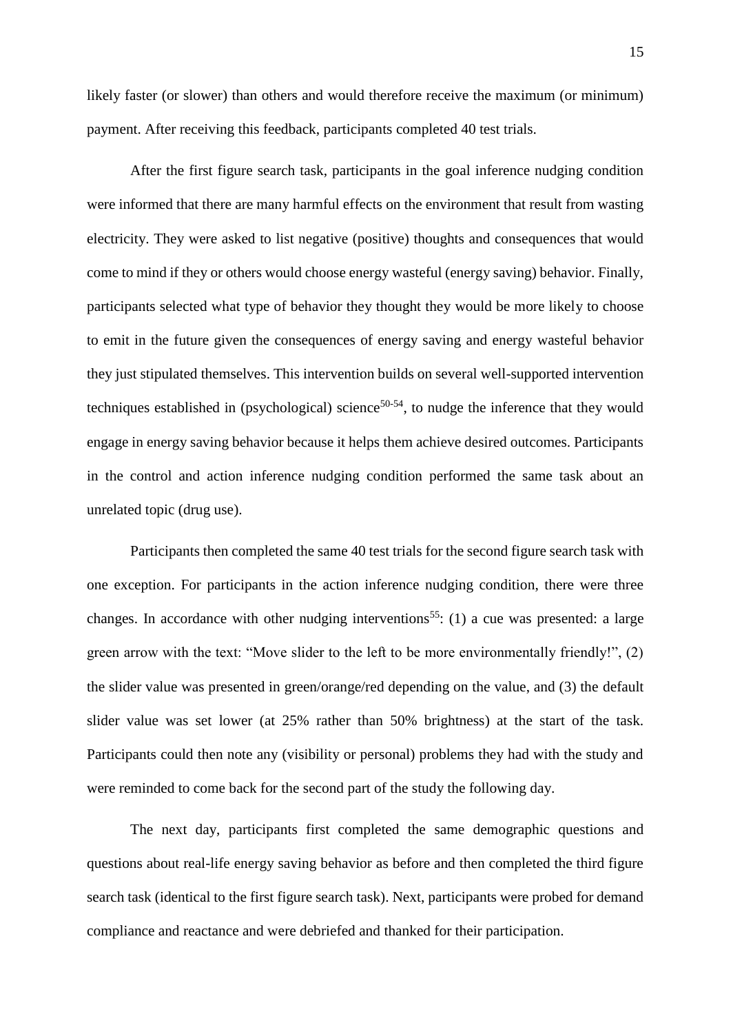likely faster (or slower) than others and would therefore receive the maximum (or minimum) payment. After receiving this feedback, participants completed 40 test trials.

After the first figure search task, participants in the goal inference nudging condition were informed that there are many harmful effects on the environment that result from wasting electricity. They were asked to list negative (positive) thoughts and consequences that would come to mind if they or others would choose energy wasteful (energy saving) behavior. Finally, participants selected what type of behavior they thought they would be more likely to choose to emit in the future given the consequences of energy saving and energy wasteful behavior they just stipulated themselves. This intervention builds on several well-supported intervention techniques established in (psychological) science[50-54], to nudge the inference that they would engage in energy saving behavior because it helps them achieve desired outcomes. Participants in the control and action inference nudging condition performed the same task about an unrelated topic (drug use).

Participants then completed the same 40 test trials for the second figure search task with one exception. For participants in the action inference nudging condition, there were three changes. In accordance with other nudging interventions[55]: (1) a cue was presented: a large green arrow with the text: "Move slider to the left to be more environmentally friendly!", (2) the slider value was presented in green/orange/red depending on the value, and (3) the default slider value was set lower (at 25% rather than 50% brightness) at the start of the task. Participants could then note any (visibility or personal) problems they had with the study and were reminded to come back for the second part of the study the following day.

The next day, participants first completed the same demographic questions and questions about real-life energy saving behavior as before and then completed the third figure search task (identical to the first figure search task). Next, participants were probed for demand compliance and reactance and were debriefed and thanked for their participation.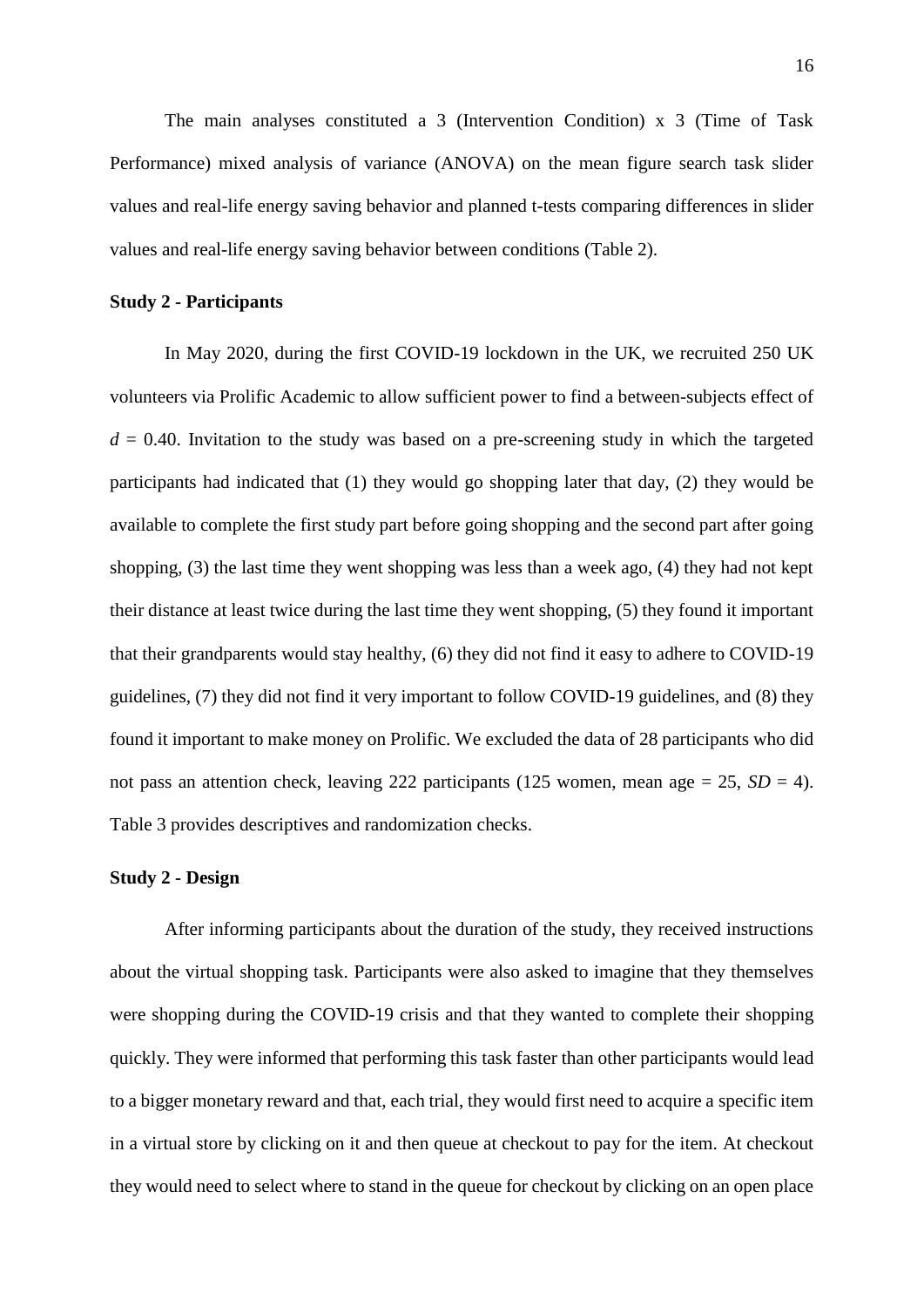The main analyses constituted a 3 (Intervention Condition) x 3 (Time of Task Performance) mixed analysis of variance (ANOVA) on the mean figure search task slider values and real-life energy saving behavior and planned t-tests comparing differences in slider values and real-life energy saving behavior between conditions (Table 2).

**Study 2 - Participants**

In May 2020, during the first COVID-19 lockdown in the UK, we recruited 250 UK volunteers via Prolific Academic to allow sufficient power to find a between-subjects effect of $d$ = 0.40. Invitation to the study was based on a pre-screening study in which the targeted participants had indicated that (1) they would go shopping later that day, (2) they would be available to complete the first study part before going shopping and the second part after going shopping, (3) the last time they went shopping was less than a week ago, (4) they had not kept their distance at least twice during the last time they went shopping, (5) they found it important that their grandparents would stay healthy, (6) they did not find it easy to adhere to COVID-19 guidelines, (7) they did not find it very important to follow COVID-19 guidelines, and (8) they found it important to make money on Prolific. We excluded the data of 28 participants who did not pass an attention check, leaving 222 participants (125 women, mean age = 25, $SD$ = 4). Table 3 provides descriptives and randomization checks.

**Study 2 - Design**

After informing participants about the duration of the study, they received instructions about the virtual shopping task. Participants were also asked to imagine that they themselves were shopping during the COVID-19 crisis and that they wanted to complete their shopping quickly. They were informed that performing this task faster than other participants would lead to a bigger monetary reward and that, each trial, they would first need to acquire a specific item in a virtual store by clicking on it and then queue at checkout to pay for the item. At checkout they would need to select where to stand in the queue for checkout by clicking on an open place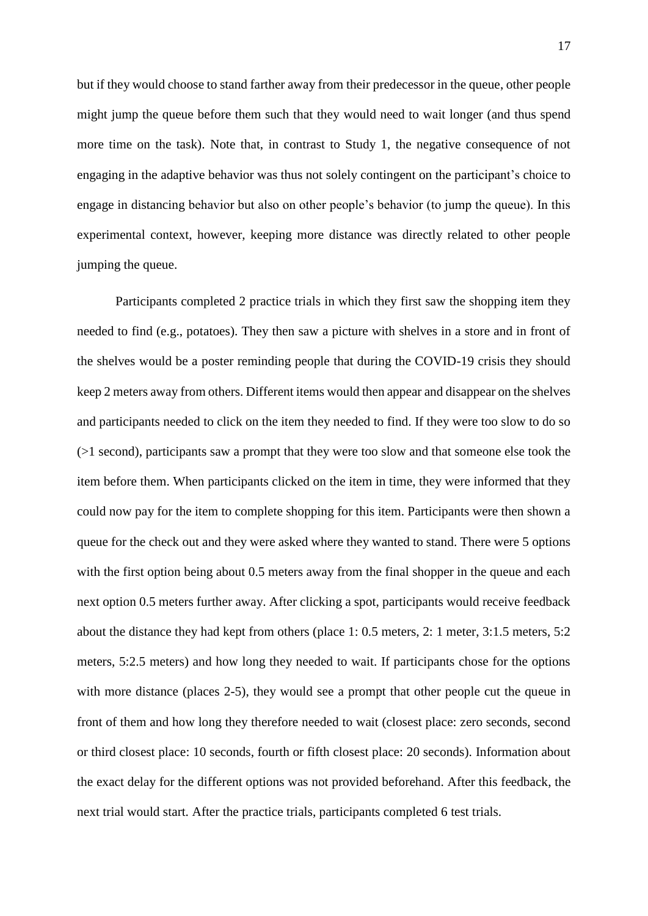but if they would choose to stand farther away from their predecessor in the queue, other people might jump the queue before them such that they would need to wait longer (and thus spend more time on the task). Note that, in contrast to Study 1, the negative consequence of not engaging in the adaptive behavior was thus not solely contingent on the participant's choice to engage in distancing behavior but also on other people's behavior (to jump the queue). In this experimental context, however, keeping more distance was directly related to other people jumping the queue.

Participants completed 2 practice trials in which they first saw the shopping item they needed to find (e.g., potatoes). They then saw a picture with shelves in a store and in front of the shelves would be a poster reminding people that during the COVID-19 crisis they should keep 2 meters away from others. Different items would then appear and disappear on the shelves and participants needed to click on the item they needed to find. If they were too slow to do so (>1 second), participants saw a prompt that they were too slow and that someone else took the item before them. When participants clicked on the item in time, they were informed that they could now pay for the item to complete shopping for this item. Participants were then shown a queue for the check out and they were asked where they wanted to stand. There were 5 options with the first option being about 0.5 meters away from the final shopper in the queue and each next option 0.5 meters further away. After clicking a spot, participants would receive feedback about the distance they had kept from others (place 1: 0.5 meters, 2: 1 meter, 3:1.5 meters, 5:2 meters, 5:2.5 meters) and how long they needed to wait. If participants chose for the options with more distance (places 2-5), they would see a prompt that other people cut the queue in front of them and how long they therefore needed to wait (closest place: zero seconds, second or third closest place: 10 seconds, fourth or fifth closest place: 20 seconds). Information about the exact delay for the different options was not provided beforehand. After this feedback, the next trial would start. After the practice trials, participants completed 6 test trials.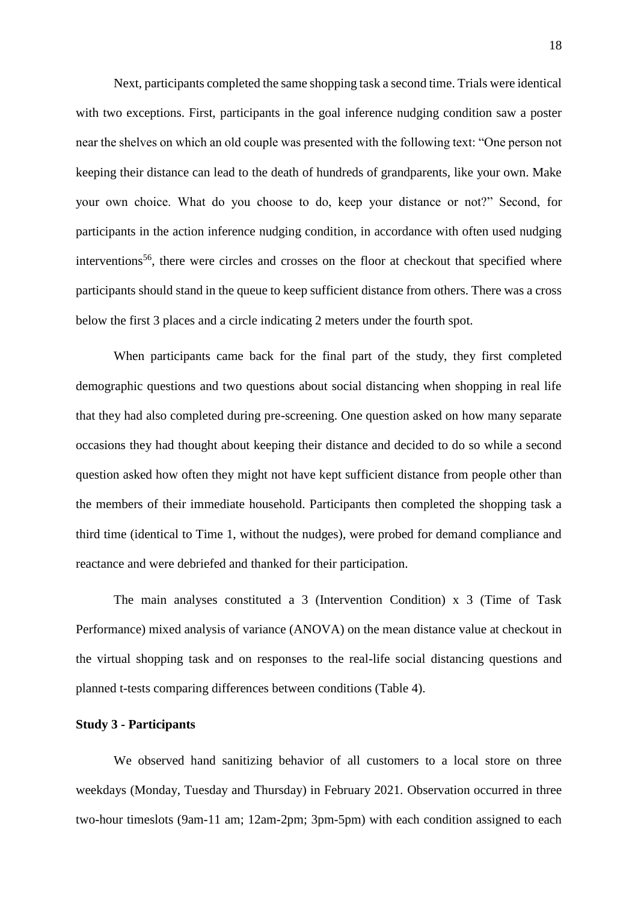Next, participants completed the same shopping task a second time. Trials were identical with two exceptions. First, participants in the goal inference nudging condition saw a poster near the shelves on which an old couple was presented with the following text: “One person not keeping their distance can lead to the death of hundreds of grandparents, like your own. Make your own choice. What do you choose to do, keep your distance or not?” Second, for participants in the action inference nudging condition, in accordance with often used nudging interventions[56], there were circles and crosses on the floor at checkout that specified where participants should stand in the queue to keep sufficient distance from others. There was a cross below the first 3 places and a circle indicating 2 meters under the fourth spot.

When participants came back for the final part of the study, they first completed demographic questions and two questions about social distancing when shopping in real life that they had also completed during pre-screening. One question asked on how many separate occasions they had thought about keeping their distance and decided to do so while a second question asked how often they might not have kept sufficient distance from people other than the members of their immediate household. Participants then completed the shopping task a third time (identical to Time 1, without the nudges), were probed for demand compliance and reactance and were debriefed and thanked for their participation.

The main analyses constituted a 3 (Intervention Condition) x 3 (Time of Task Performance) mixed analysis of variance (ANOVA) on the mean distance value at checkout in the virtual shopping task and on responses to the real-life social distancing questions and planned t-tests comparing differences between conditions (Table 4).

**Study 3 - Participants**

We observed hand sanitizing behavior of all customers to a local store on three weekdays (Monday, Tuesday and Thursday) in February 2021. Observation occurred in three two-hour timeslots (9am-11 am; 12am-2pm; 3pm-5pm) with each condition assigned to each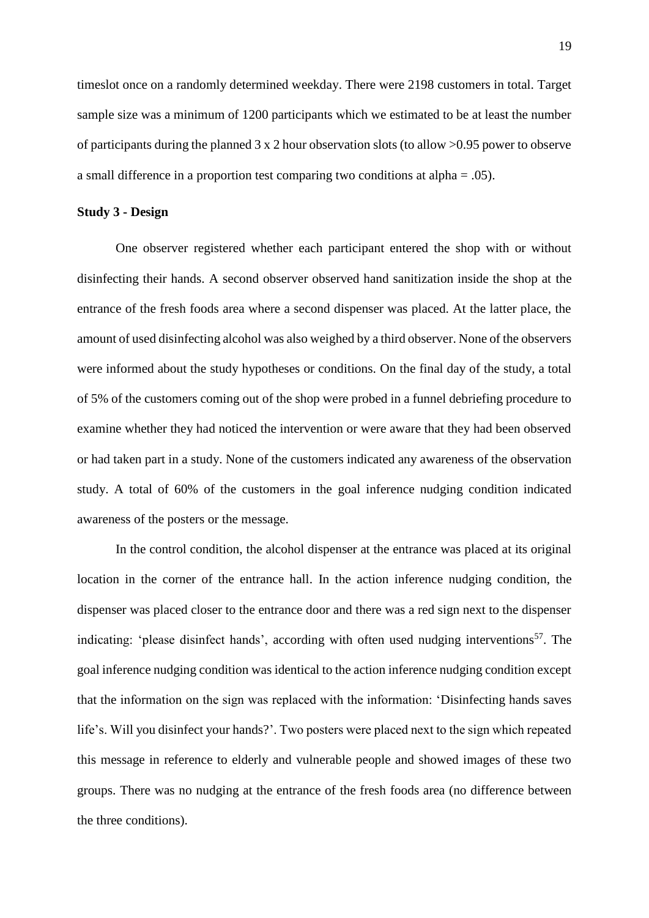timeslot once on a randomly determined weekday. There were 2198 customers in total. Target sample size was a minimum of 1200 participants which we estimated to be at least the number of participants during the planned 3 x 2 hour observation slots (to allow >0.95 power to observe a small difference in a proportion test comparing two conditions at alpha = .05).

**Study 3 - Design**

One observer registered whether each participant entered the shop with or without disinfecting their hands. A second observer observed hand sanitization inside the shop at the entrance of the fresh foods area where a second dispenser was placed. At the latter place, the amount of used disinfecting alcohol was also weighed by a third observer. None of the observers were informed about the study hypotheses or conditions. On the final day of the study, a total of 5% of the customers coming out of the shop were probed in a funnel debriefing procedure to examine whether they had noticed the intervention or were aware that they had been observed or had taken part in a study. None of the customers indicated any awareness of the observation study. A total of 60% of the customers in the goal inference nudging condition indicated awareness of the posters or the message.

In the control condition, the alcohol dispenser at the entrance was placed at its original location in the corner of the entrance hall. In the action inference nudging condition, the dispenser was placed closer to the entrance door and there was a red sign next to the dispenser indicating: 'please disinfect hands', according with often used nudging interventions[57]. The goal inference nudging condition was identical to the action inference nudging condition except that the information on the sign was replaced with the information: 'Disinfecting hands saves life's. Will you disinfect your hands?'. Two posters were placed next to the sign which repeated this message in reference to elderly and vulnerable people and showed images of these two groups. There was no nudging at the entrance of the fresh foods area (no difference between the three conditions).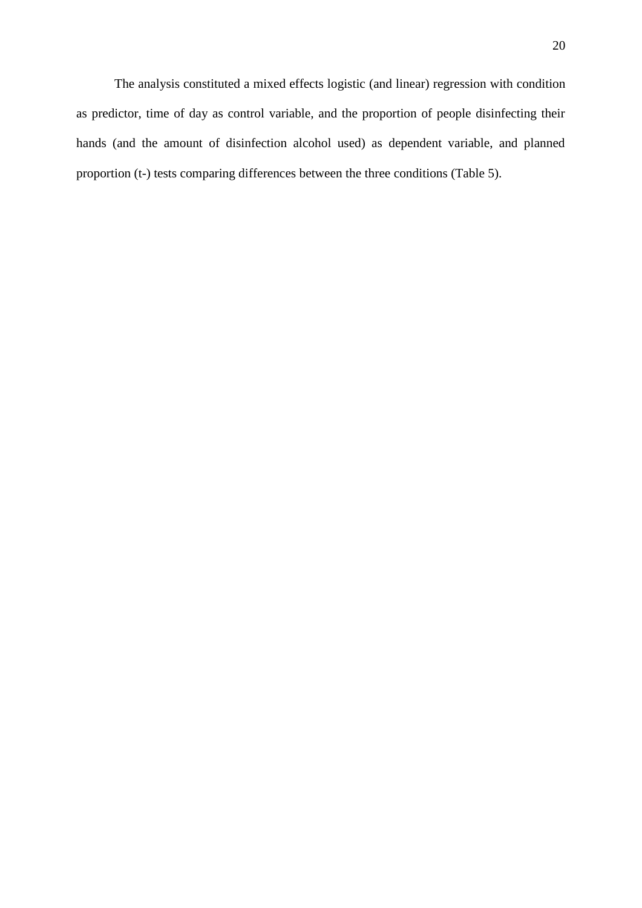The analysis constituted a mixed effects logistic (and linear) regression with condition as predictor, time of day as control variable, and the proportion of people disinfecting their hands (and the amount of disinfection alcohol used) as dependent variable, and planned proportion (t-) tests comparing differences between the three conditions (Table 5).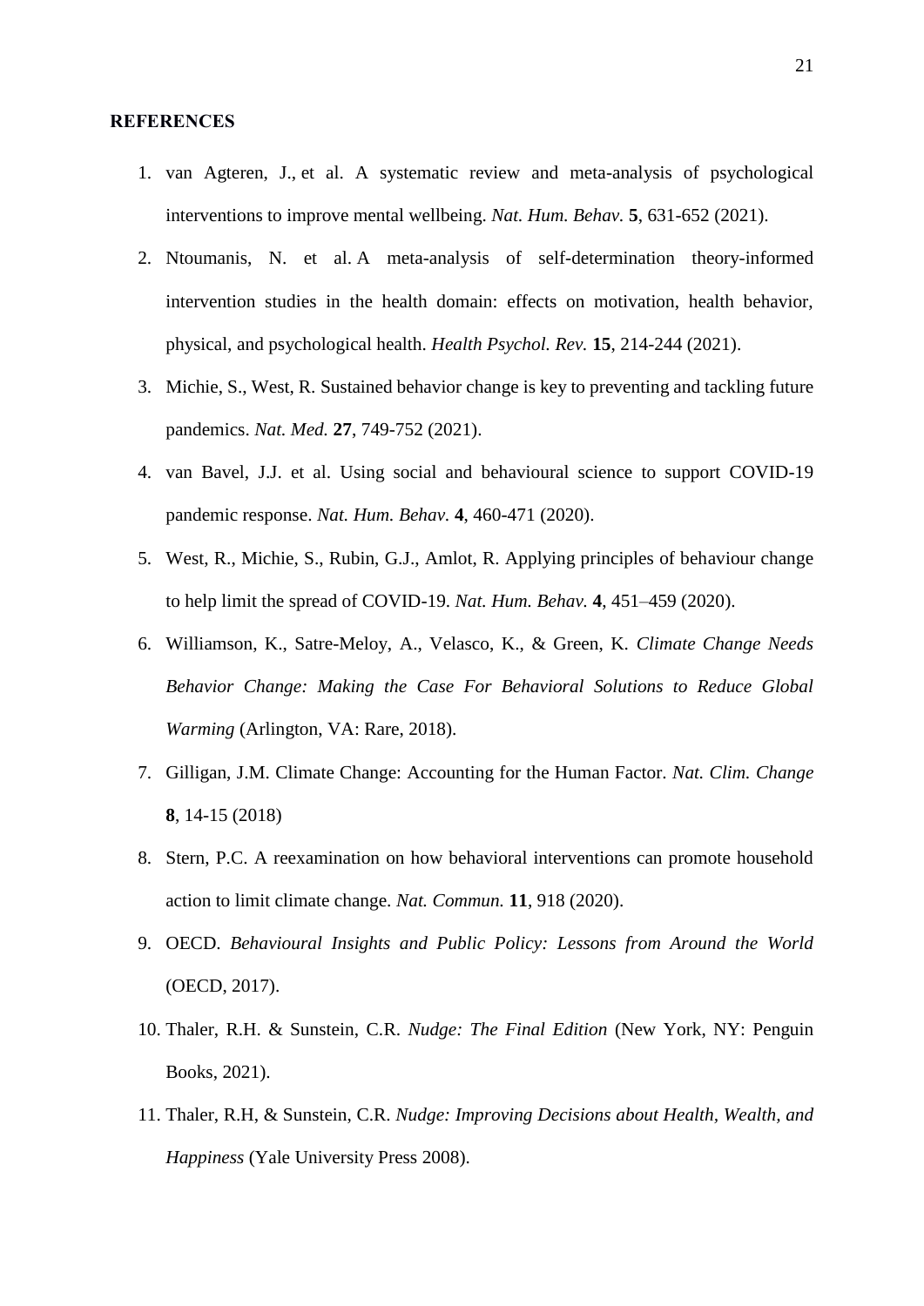**REFERENCES**

1. van Agteren, J., et al. A systematic review and meta-analysis of psychological interventions to improve mental wellbeing. *Nat. Hum. Behav.* **5**, 631-652 (2021).
2. Ntoumanis, N. et al. A meta-analysis of self-determination theory-informed intervention studies in the health domain: effects on motivation, health behavior, physical, and psychological health. *Health Psychol. Rev.* **15**, 214-244 (2021).
3. Michie, S., West, R. Sustained behavior change is key to preventing and tackling future pandemics. *Nat. Med.* **27**, 749-752 (2021).
4. van Bavel, J.J. et al. Using social and behavioural science to support COVID-19 pandemic response. *Nat. Hum. Behav*. **4**, 460-471 (2020).
5. West, R., Michie, S., Rubin, G.J., Amlot, R. Applying principles of behaviour change to help limit the spread of COVID-19. *Nat. Hum. Behav.* **4**, 451–459 (2020).
6. Williamson, K., Satre-Meloy, A., Velasco, K., & Green, K. *Climate Change Needs Behavior Change: Making the Case For Behavioral Solutions to Reduce Global Warming* (Arlington, VA: Rare, 2018).
7. Gilligan, J.M. Climate Change: Accounting for the Human Factor. *Nat. Clim. Change* **8**, 14-15 (2018)
8. Stern, P.C. A reexamination on how behavioral interventions can promote household action to limit climate change. *Nat. Commun.* **11**, 918 (2020).
9. OECD. *Behavioural Insights and Public Policy: Lessons from Around the World* (OECD, 2017).
10. Thaler, R.H. & Sunstein, C.R. *Nudge: The Final Edition* (New York, NY: Penguin Books, 2021).
11. Thaler, R.H, & Sunstein, C.R. *Nudge: Improving Decisions about Health, Wealth, and Happiness* (Yale University Press 2008).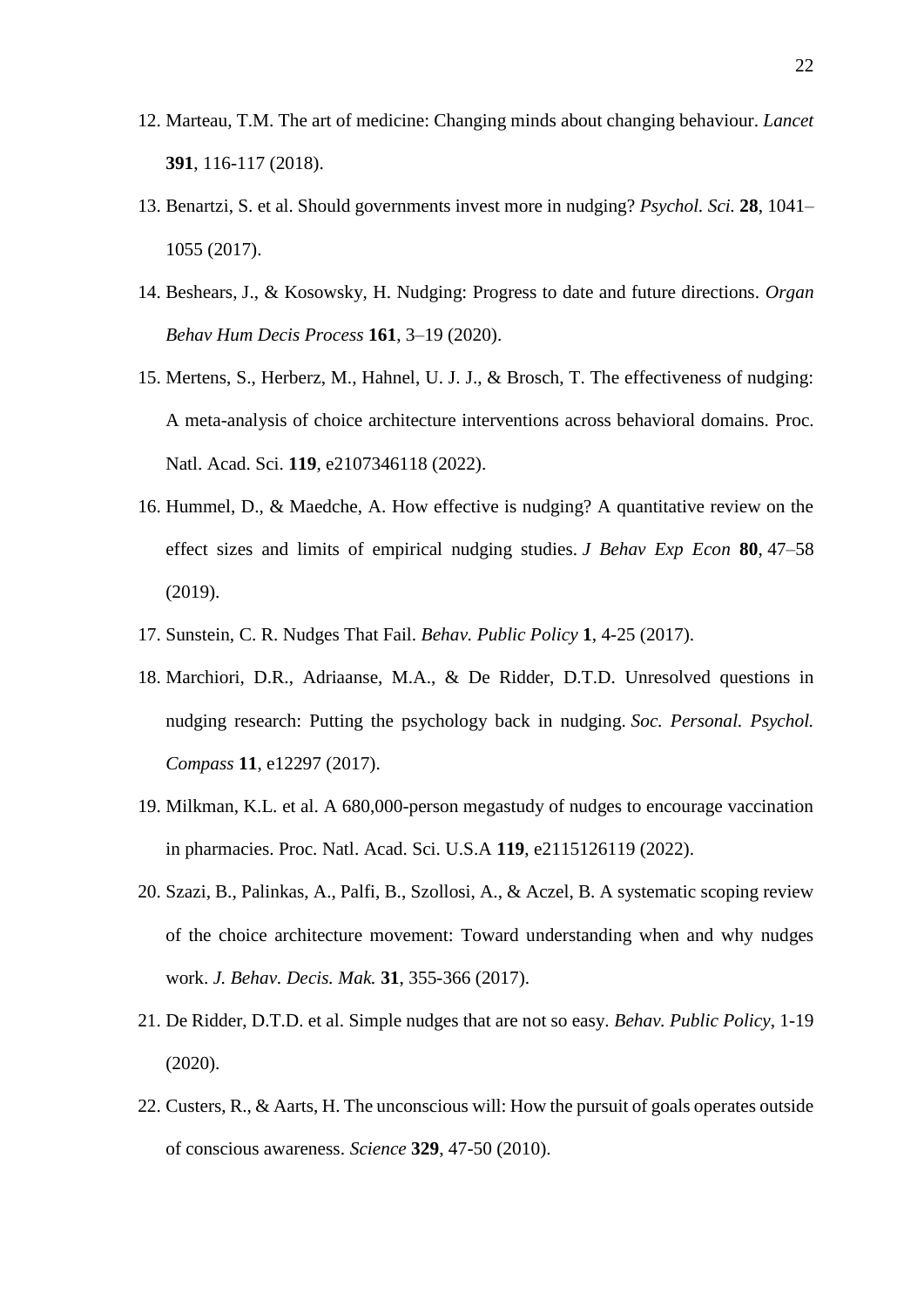12. Marteau, T.M. The art of medicine: Changing minds about changing behaviour. *Lancet* **391**, 116-117 (2018).
13. Benartzi, S. et al. Should governments invest more in nudging? *Psychol. Sci.* **28**, 1041–1055 (2017).
14. Beshears, J., & Kosowsky, H. Nudging: Progress to date and future directions. *Organ Behav Hum Decis Process* **161**, 3–19 (2020).
15. Mertens, S., Herberz, M., Hahnel, U. J. J., & Brosch, T. The effectiveness of nudging: A meta-analysis of choice architecture interventions across behavioral domains. Proc. Natl. Acad. Sci. **119**, e2107346118 (2022).
16. Hummel, D., & Maedche, A. How effective is nudging? A quantitative review on the effect sizes and limits of empirical nudging studies. *J Behav Exp Econ* **80**, 47–58 (2019).
17. Sunstein, C. R. Nudges That Fail. *Behav. Public Policy* **1**, 4-25 (2017).
18. Marchiori, D.R., Adriaanse, M.A., & De Ridder, D.T.D. Unresolved questions in nudging research: Putting the psychology back in nudging. *Soc. Personal. Psychol. Compass* **11**, e12297 (2017).
19. Milkman, K.L. et al. A 680,000-person megastudy of nudges to encourage vaccination in pharmacies. Proc. Natl. Acad. Sci. U.S.A **119**, e2115126119 (2022).
20. Szazi, B., Palinkas, A., Palfi, B., Szollosi, A., & Aczel, B. A systematic scoping review of the choice architecture movement: Toward understanding when and why nudges work. *J. Behav. Decis. Mak.* **31**, 355-366 (2017).
21. De Ridder, D.T.D. et al. Simple nudges that are not so easy. *Behav. Public Policy*, 1-19 (2020).
22. Custers, R., & Aarts, H. The unconscious will: How the pursuit of goals operates outside of conscious awareness. *Science* **329**, 47-50 (2010).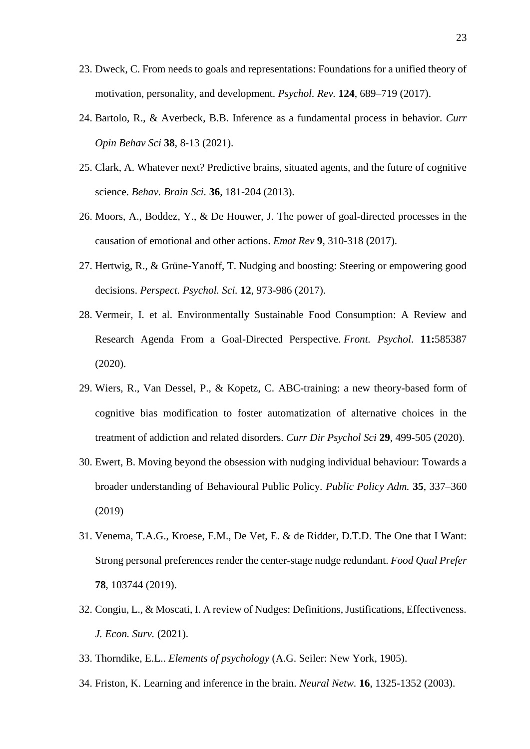23. Dweck, C. From needs to goals and representations: Foundations for a unified theory of motivation, personality, and development. *Psychol. Rev.* **124**, 689–719 (2017).
24. Bartolo, R., & Averbeck, B.B. Inference as a fundamental process in behavior. *Curr Opin Behav Sci* **38**, 8-13 (2021).
25. Clark, A. Whatever next? Predictive brains, situated agents, and the future of cognitive science. *Behav. Brain Sci.* **36**, 181-204 (2013).
26. Moors, A., Boddez, Y., & De Houwer, J. The power of goal-directed processes in the causation of emotional and other actions. *Emot Rev* **9**, 310-318 (2017).
27. Hertwig, R., & Grüne-Yanoff, T. Nudging and boosting: Steering or empowering good decisions. *Perspect. Psychol. Sci.* **12**, 973-986 (2017).
28. Vermeir, I. et al. Environmentally Sustainable Food Consumption: A Review and Research Agenda From a Goal-Directed Perspective. *Front. Psychol*. **11:**585387 (2020).
29. Wiers, R., Van Dessel, P., & Kopetz, C. ABC-training: a new theory-based form of cognitive bias modification to foster automatization of alternative choices in the treatment of addiction and related disorders. *Curr Dir Psychol Sci* **29**, 499-505 (2020).
30. Ewert, B. Moving beyond the obsession with nudging individual behaviour: Towards a broader understanding of Behavioural Public Policy. *Public Policy Adm.* **35**, 337–360 (2019)
31. Venema, T.A.G., Kroese, F.M., De Vet, E. & de Ridder, D.T.D. The One that I Want: Strong personal preferences render the center-stage nudge redundant. *Food Qual Prefer* **78**, 103744 (2019).
32. Congiu, L., & Moscati, I. A review of Nudges: Definitions, Justifications, Effectiveness. *J. Econ. Surv.* (2021).
33. Thorndike, E.L.. *Elements of psychology* (A.G. Seiler: New York, 1905).
34. Friston, K. Learning and inference in the brain. *Neural Netw*. **16**, 1325-1352 (2003).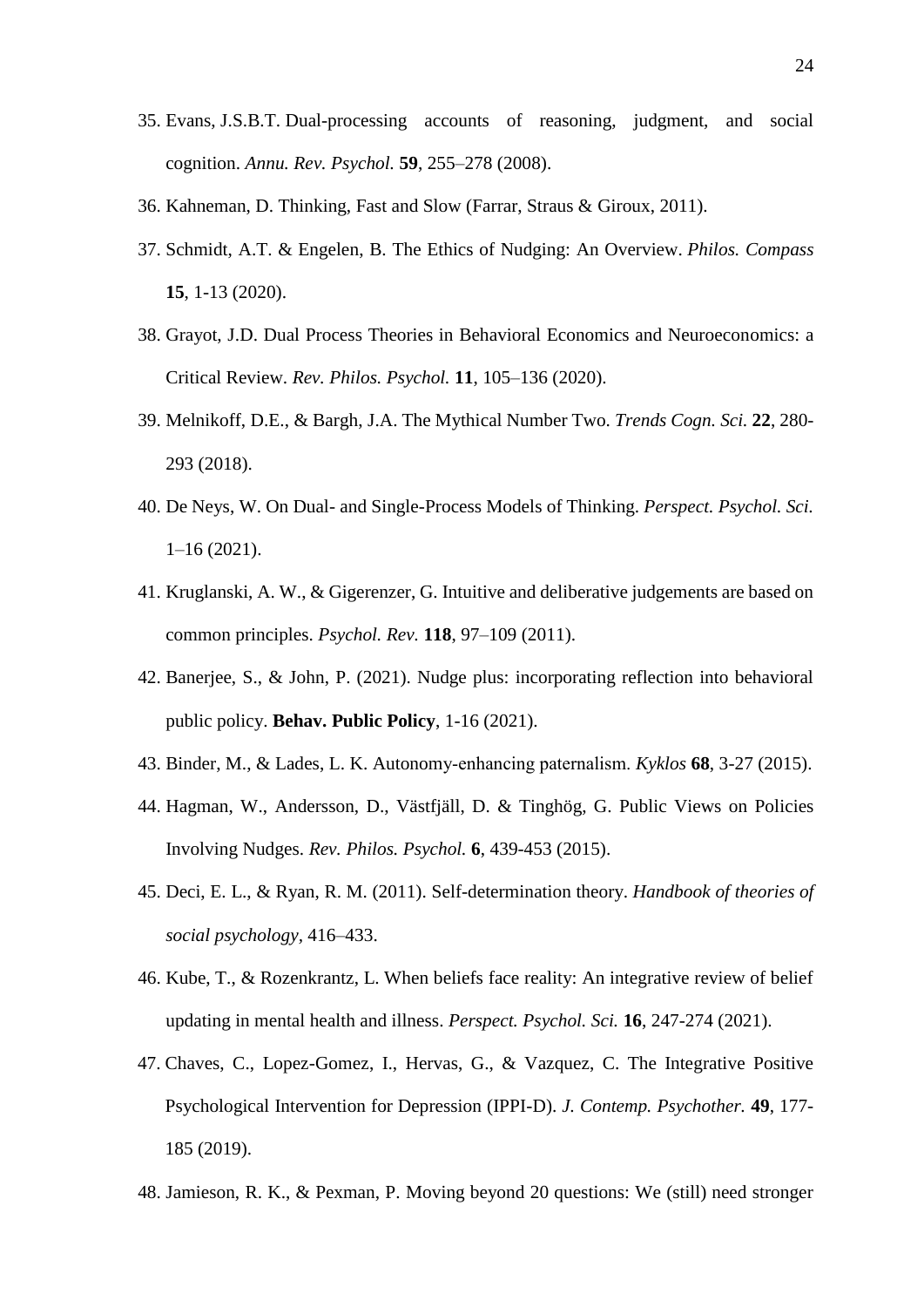35. Evans, J.S.B.T. Dual-processing accounts of reasoning, judgment, and social cognition. *Annu. Rev. Psychol.* **59**, 255–278 (2008).
36. Kahneman, D. Thinking, Fast and Slow (Farrar, Straus & Giroux, 2011).
37. Schmidt, A.T. & Engelen, B. The Ethics of Nudging: An Overview. *Philos. Compass* **15**, 1-13 (2020).
38. Grayot, J.D. Dual Process Theories in Behavioral Economics and Neuroeconomics: a Critical Review. *Rev. Philos. Psychol.* **11**, 105–136 (2020).
39. Melnikoff, D.E., & Bargh, J.A. The Mythical Number Two. *Trends Cogn. Sci.* **22**, 280-293 (2018).
40. De Neys, W. On Dual- and Single-Process Models of Thinking. *Perspect. Psychol. Sci.* 1–16 (2021).
41. Kruglanski, A. W., & Gigerenzer, G. Intuitive and deliberative judgements are based on common principles. *Psychol. Rev.* **118**, 97–109 (2011).
42. Banerjee, S., & John, P. (2021). Nudge plus: incorporating reflection into behavioral public policy. **Behav. Public Policy**, 1-16 (2021).
43. Binder, M., & Lades, L. K. Autonomy-enhancing paternalism. *Kyklos* **68**, 3-27 (2015).
44. Hagman, W., Andersson, D., Västfjäll, D. & Tinghög, G. Public Views on Policies Involving Nudges. *Rev. Philos. Psychol.* **6**, 439-453 (2015).
45. Deci, E. L., & Ryan, R. M. (2011). Self-determination theory. *Handbook of theories of social psychology*, 416–433.
46. Kube, T., & Rozenkrantz, L. When beliefs face reality: An integrative review of belief updating in mental health and illness. *Perspect. Psychol. Sci.* **16**, 247-274 (2021).
47. Chaves, C., Lopez-Gomez, I., Hervas, G., & Vazquez, C. The Integrative Positive Psychological Intervention for Depression (IPPI-D). *J. Contemp. Psychother.* **49**, 177-185 (2019).
48. Jamieson, R. K., & Pexman, P. Moving beyond 20 questions: We (still) need stronger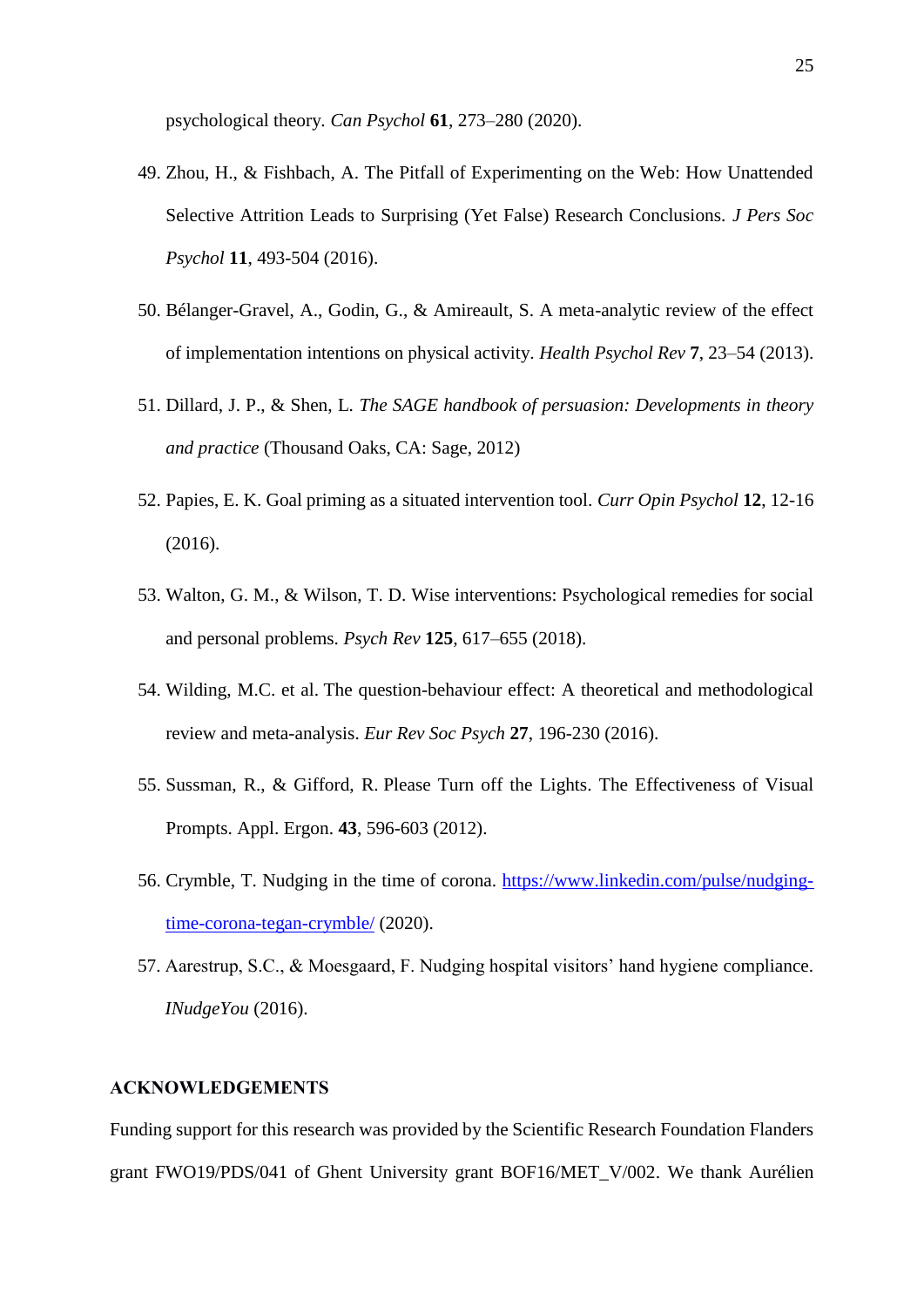psychological theory. *Can Psychol* **61**, 273–280 (2020).

49. Zhou, H., & Fishbach, A. The Pitfall of Experimenting on the Web: How Unattended Selective Attrition Leads to Surprising (Yet False) Research Conclusions. *J Pers Soc Psychol* **11**, 493-504 (2016).

50. Bélanger-Gravel, A., Godin, G., & Amireault, S. A meta-analytic review of the effect of implementation intentions on physical activity. *Health Psychol Rev* **7**, 23–54 (2013).

51. Dillard, J. P., & Shen, L. *The SAGE handbook of persuasion: Developments in theory and practice* (Thousand Oaks, CA: Sage, 2012)

52. Papies, E. K. Goal priming as a situated intervention tool. *Curr Opin Psychol* **12**, 12-16 (2016).

53. Walton, G. M., & Wilson, T. D. Wise interventions: Psychological remedies for social and personal problems. *Psych Rev* **125**, 617–655 (2018).

54. Wilding, M.C. et al. The question-behaviour effect: A theoretical and methodological review and meta-analysis. *Eur Rev Soc Psych* **27**, 196-230 (2016).

55. Sussman, R., & Gifford, R. Please Turn off the Lights. The Effectiveness of Visual Prompts. Appl. Ergon. **43**, 596-603 (2012).

56. Crymble, T. Nudging in the time of corona. [https://www.linkedin.com/pulse/nudging-time-corona-tegan-crymble/](https://www.linkedin.com/pulse/nudging-time-corona-tegan-crymble/) (2020).

57. Aarestrup, S.C., & Moesgaard, F. Nudging hospital visitors' hand hygiene compliance. *INudgeYou* (2016).

## ACKNOWLEDGEMENTS

Funding support for this research was provided by the Scientific Research Foundation Flanders grant FWO19/PDS/041 of Ghent University grant BOF16/MET_V/002. We thank Aurélien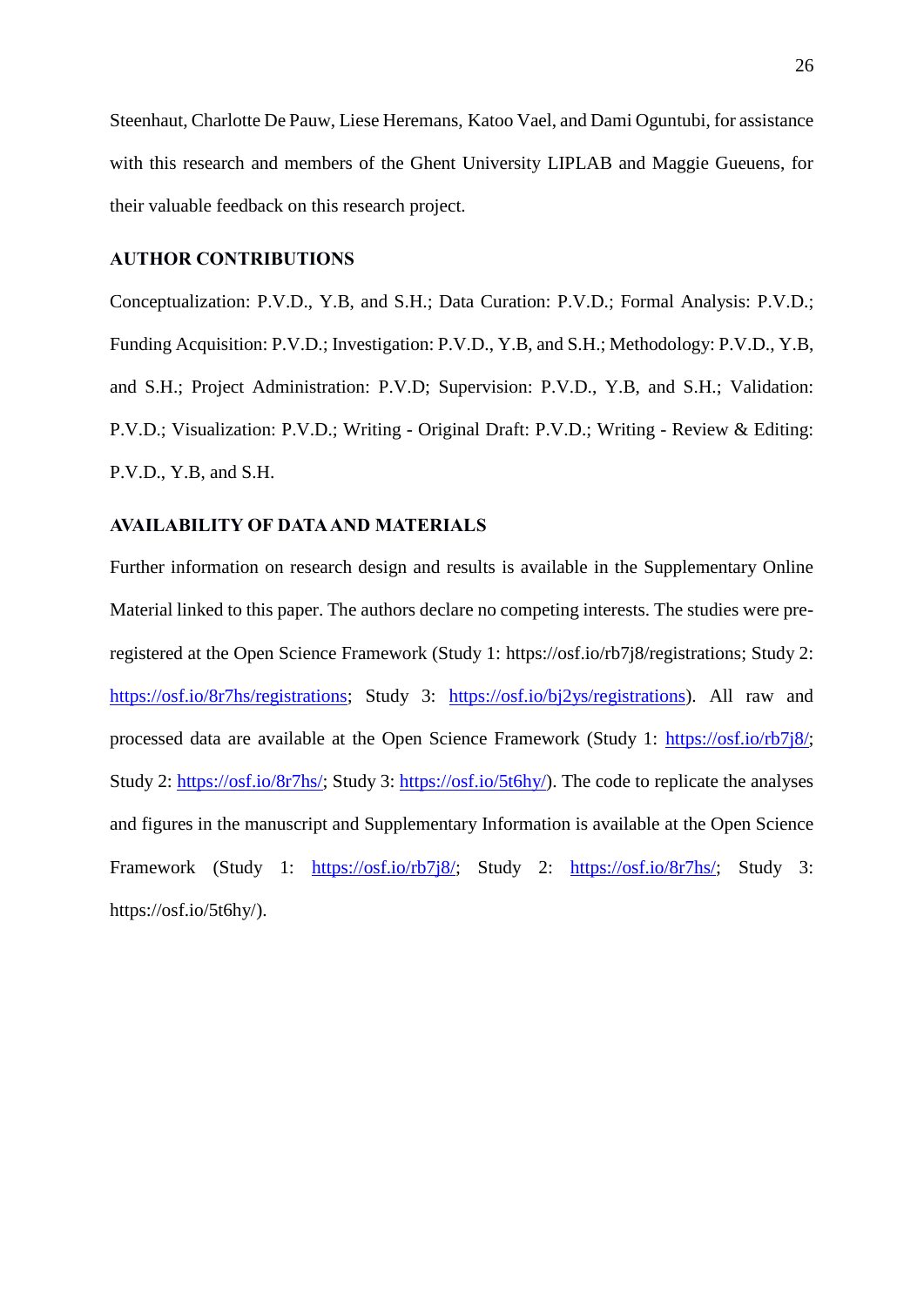Steenhaut, Charlotte De Pauw, Liese Heremans, Katoo Vael, and Dami Oguntubi, for assistance with this research and members of the Ghent University LIPLAB and Maggie Gueuens, for their valuable feedback on this research project.

## AUTHOR CONTRIBUTIONS

Conceptualization: P.V.D., Y.B, and S.H.; Data Curation: P.V.D.; Formal Analysis: P.V.D.; Funding Acquisition: P.V.D.; Investigation: P.V.D., Y.B, and S.H.; Methodology: P.V.D., Y.B, and S.H.; Project Administration: P.V.D; Supervision: P.V.D., Y.B, and S.H.; Validation: P.V.D.; Visualization: P.V.D.; Writing - Original Draft: P.V.D.; Writing - Review & Editing: P.V.D., Y.B, and S.H.

## AVAILABILITY OF DATA AND MATERIALS

Further information on research design and results is available in the Supplementary Online Material linked to this paper. The authors declare no competing interests. The studies were pre-registered at the Open Science Framework (Study 1: https://osf.io/rb7j8/registrations; Study 2: https://osf.io/8r7hs/registrations; Study 3: https://osf.io/bj2ys/registrations). All raw and processed data are available at the Open Science Framework (Study 1: https://osf.io/rb7j8/; Study 2: https://osf.io/8r7hs/; Study 3: https://osf.io/5t6hy/). The code to replicate the analyses and figures in the manuscript and Supplementary Information is available at the Open Science Framework (Study 1: https://osf.io/rb7j8/; Study 2: https://osf.io/8r7hs/; Study 3: https://osf.io/5t6hy/).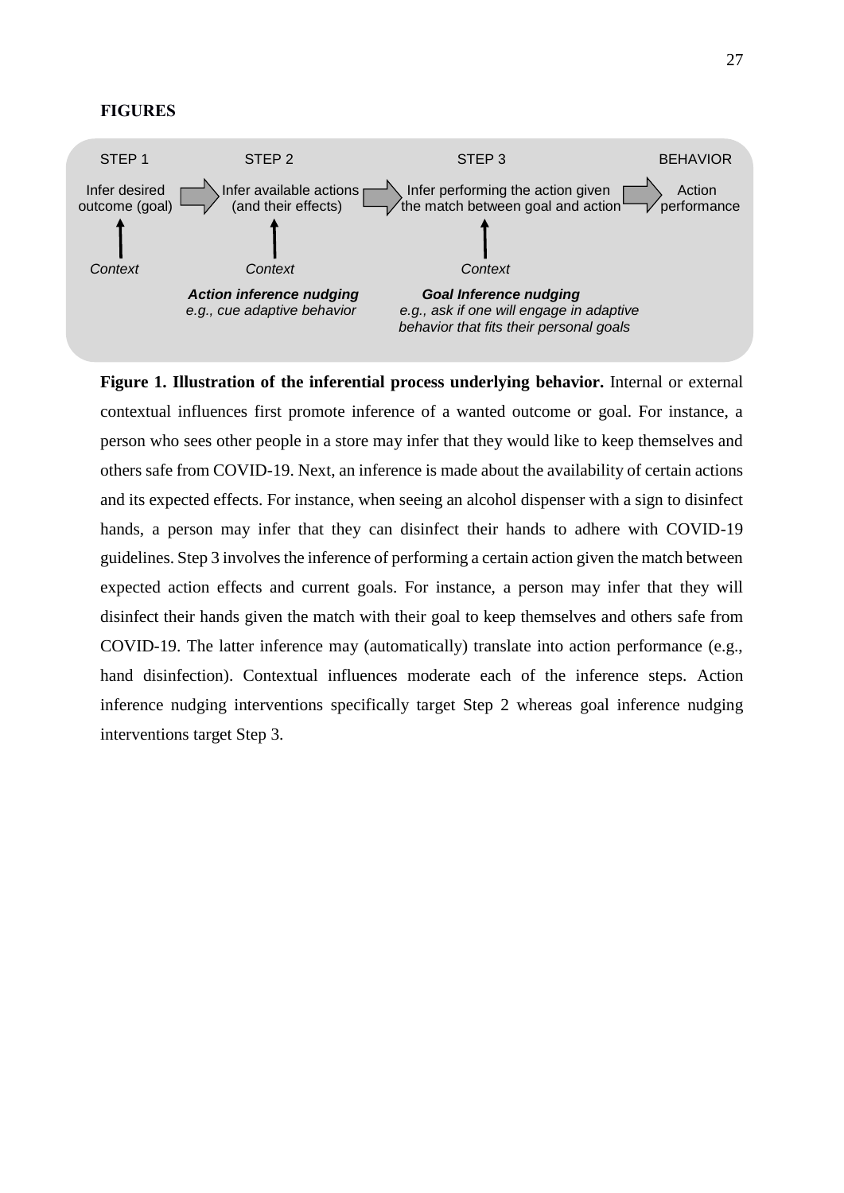**FIGURES**

| STEP 1 | | STEP 2 | | STEP 3 | | BEHAVIOR |
|---|---|---|---|---|---|---|
| Infer desired outcome (goal) | → | Infer available actions (and their effects) | → | Infer performing the action given the match between goal and action | → | Action performance |
| ↑ | | ↑ | | ↑ | | |
| *Context* | | *Context* | | *Context* | | |
| | | ***Action inference nudging*** *e.g., cue adaptive behavior* | | ***Goal Inference nudging*** *e.g., ask if one will engage in adaptive behavior that fits their personal goals* | | |

**Figure 1. Illustration of the inferential process underlying behavior.** Internal or external contextual influences first promote inference of a wanted outcome or goal. For instance, a person who sees other people in a store may infer that they would like to keep themselves and others safe from COVID-19. Next, an inference is made about the availability of certain actions and its expected effects. For instance, when seeing an alcohol dispenser with a sign to disinfect hands, a person may infer that they can disinfect their hands to adhere with COVID-19 guidelines. Step 3 involves the inference of performing a certain action given the match between expected action effects and current goals. For instance, a person may infer that they will disinfect their hands given the match with their goal to keep themselves and others safe from COVID-19. The latter inference may (automatically) translate into action performance (e.g., hand disinfection). Contextual influences moderate each of the inference steps. Action inference nudging interventions specifically target Step 2 whereas goal inference nudging interventions target Step 3.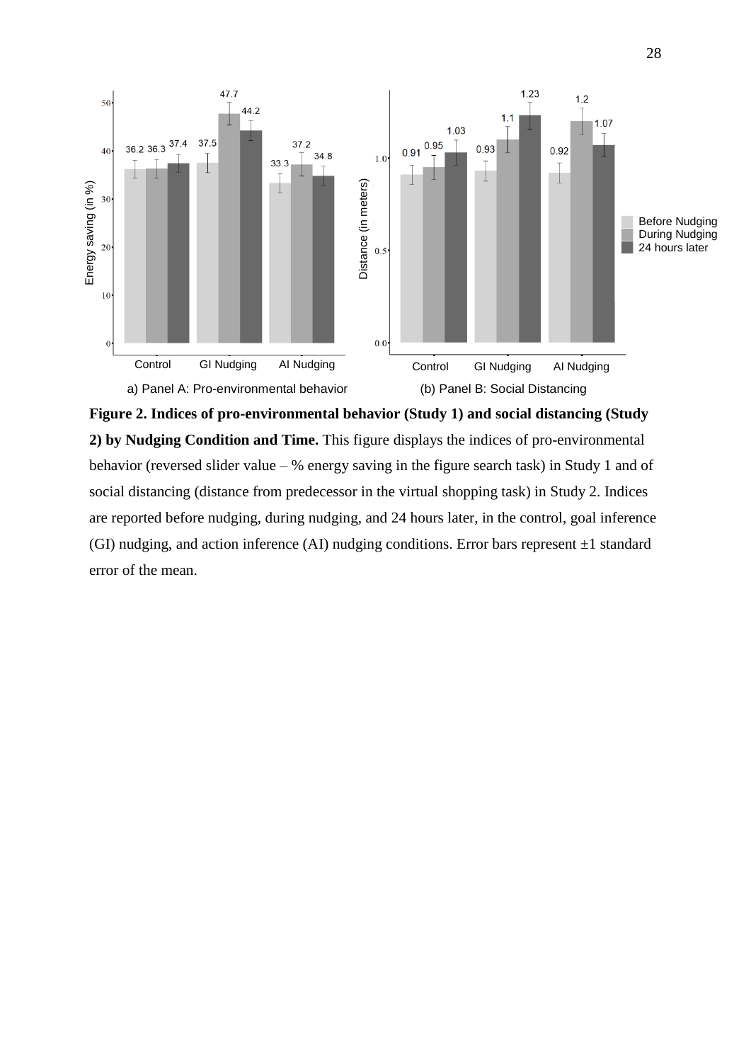**Figure 2. Indices of pro-environmental behavior (Study 1) and social distancing (Study 2) by Nudging Condition and Time.** This figure displays the indices of pro-environmental behavior (reversed slider value – % energy saving in the figure search task) in Study 1 and of social distancing (distance from predecessor in the virtual shopping task) in Study 2. Indices are reported before nudging, during nudging, and 24 hours later, in the control, goal inference (GI) nudging, and action inference (AI) nudging conditions. Error bars represent ±1 standard error of the mean.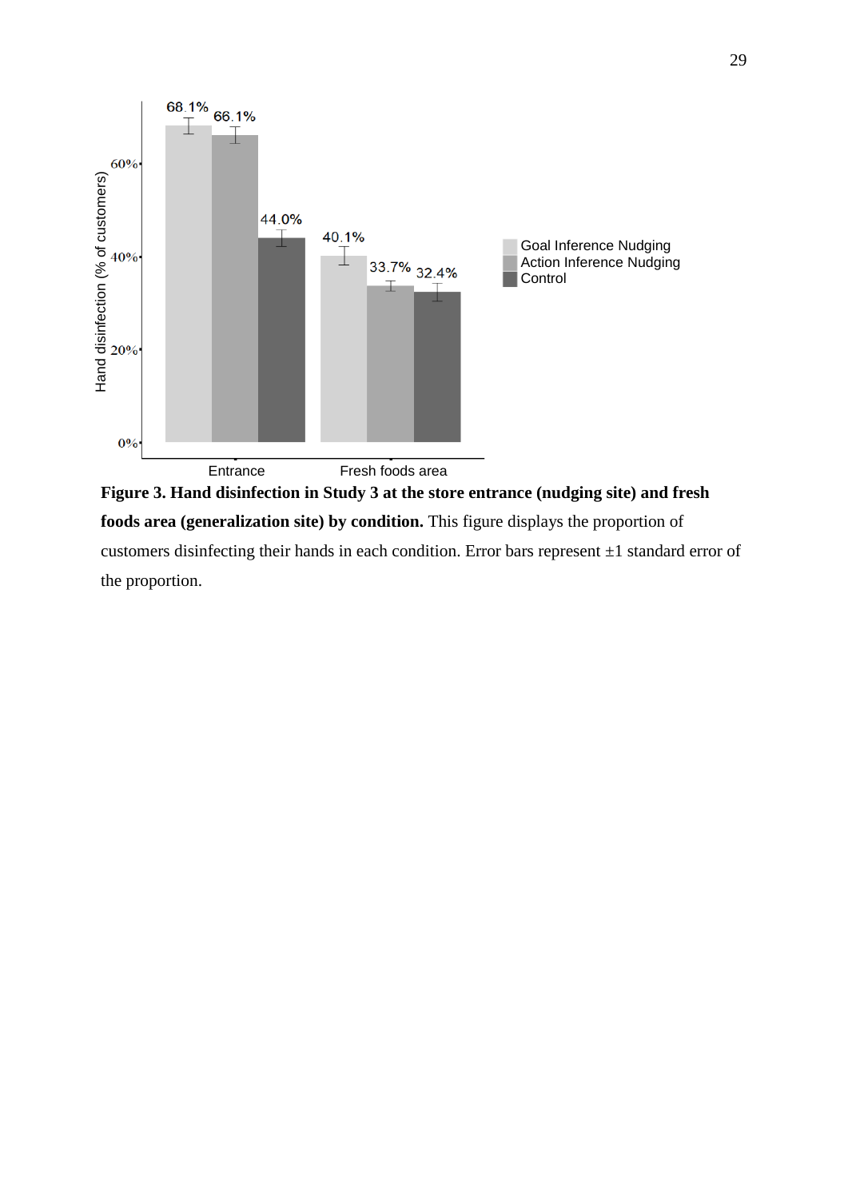**Figure 3. Hand disinfection in Study 3 at the store entrance (nudging site) and fresh foods area (generalization site) by condition.** This figure displays the proportion of customers disinfecting their hands in each condition. Error bars represent ±1 standard error of the proportion.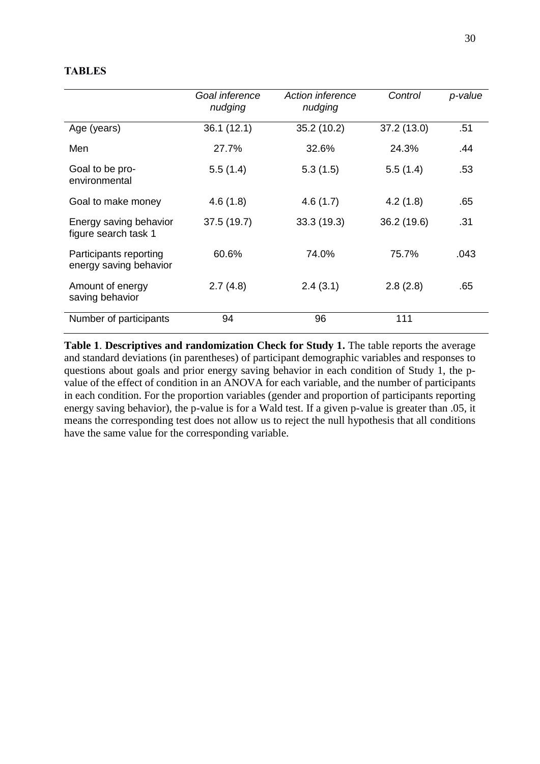## TABLES

| | *Goal inference nudging* | *Action inference nudging* | *Control* | *p-value* |
|---|---|---|---|---|
| Age (years) | 36.1 (12.1) | 35.2 (10.2) | 37.2 (13.0) | .51 |
| Men | 27.7% | 32.6% | 24.3% | .44 |
| Goal to be pro-environmental | 5.5 (1.4) | 5.3 (1.5) | 5.5 (1.4) | .53 |
| Goal to make money | 4.6 (1.8) | 4.6 (1.7) | 4.2 (1.8) | .65 |
| Energy saving behavior figure search task 1 | 37.5 (19.7) | 33.3 (19.3) | 36.2 (19.6) | .31 |
| Participants reporting energy saving behavior | 60.6% | 74.0% | 75.7% | .043 |
| Amount of energy saving behavior | 2.7 (4.8) | 2.4 (3.1) | 2.8 (2.8) | .65 |
| Number of participants | 94 | 96 | 111 | |

**Table 1**. **Descriptives and randomization Check for Study 1.** The table reports the average and standard deviations (in parentheses) of participant demographic variables and responses to questions about goals and prior energy saving behavior in each condition of Study 1, the p-value of the effect of condition in an ANOVA for each variable, and the number of participants in each condition. For the proportion variables (gender and proportion of participants reporting energy saving behavior), the p-value is for a Wald test. If a given p-value is greater than .05, it means the corresponding test does not allow us to reject the null hypothesis that all conditions have the same value for the corresponding variable.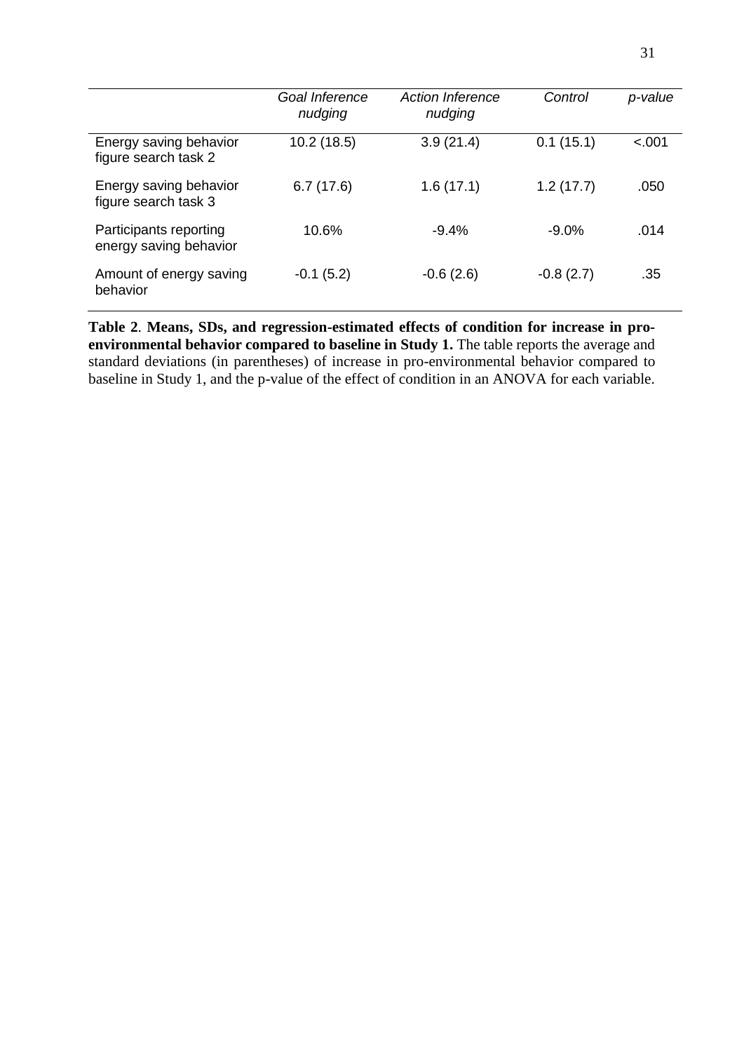| | *Goal Inference nudging* | *Action Inference nudging* | *Control* | *p-value* |
|---|---|---|---|---|
| Energy saving behavior figure search task 2 | 10.2 (18.5) | 3.9 (21.4) | 0.1 (15.1) | <.001 |
| Energy saving behavior figure search task 3 | 6.7 (17.6) | 1.6 (17.1) | 1.2 (17.7) | .050 |
| Participants reporting energy saving behavior | 10.6% | -9.4% | -9.0% | .014 |
| Amount of energy saving behavior | -0.1 (5.2) | -0.6 (2.6) | -0.8 (2.7) | .35 |

**Table 2**. **Means, SDs, and regression-estimated effects of condition for increase in pro-environmental behavior compared to baseline in Study 1.** The table reports the average and standard deviations (in parentheses) of increase in pro-environmental behavior compared to baseline in Study 1, and the p-value of the effect of condition in an ANOVA for each variable.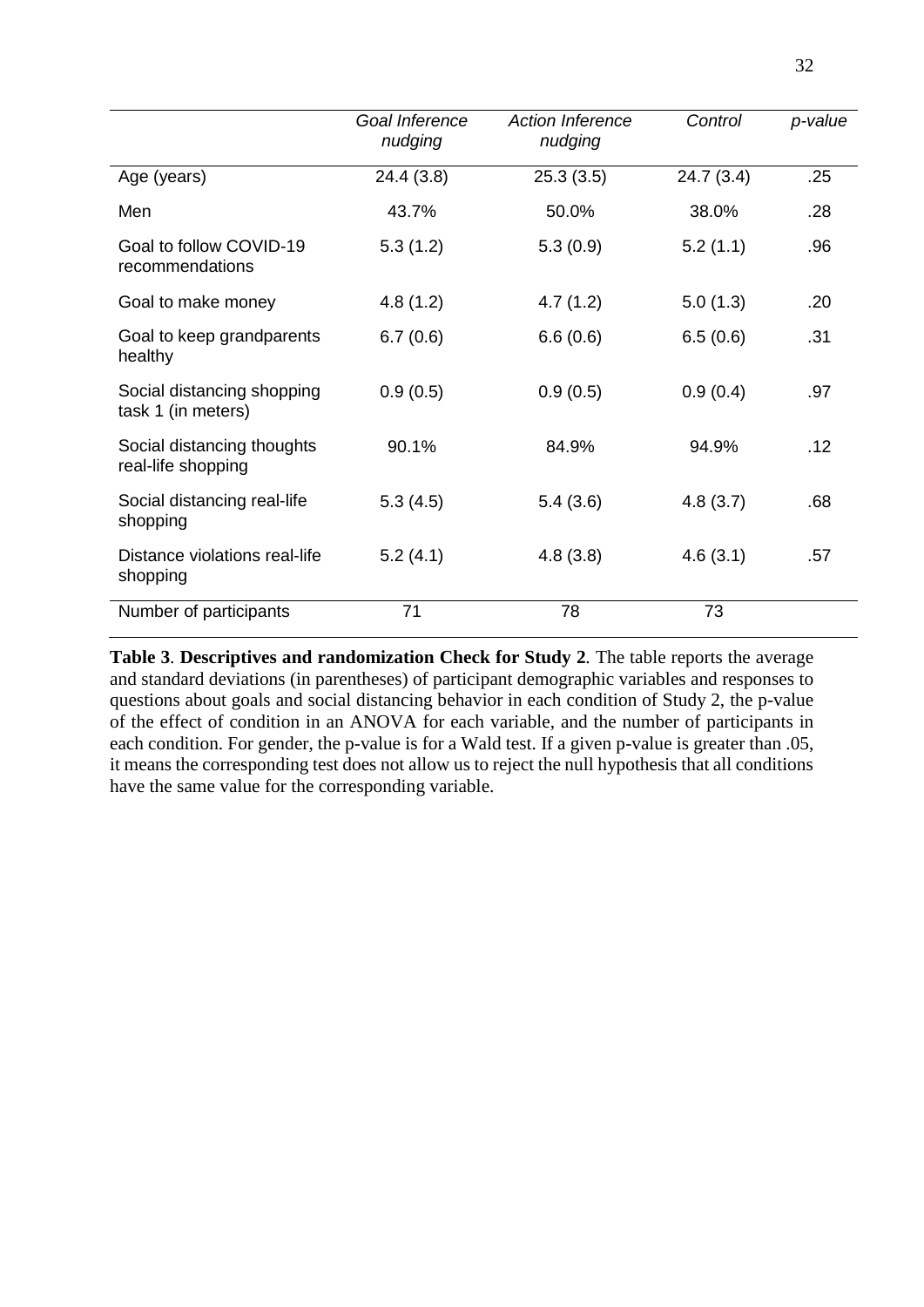| | *Goal Inference nudging* | *Action Inference nudging* | *Control* | *p-value* |
|---|---|---|---|---|
| Age (years) | 24.4 (3.8) | 25.3 (3.5) | 24.7 (3.4) | .25 |
| Men | 43.7% | 50.0% | 38.0% | .28 |
| Goal to follow COVID-19 recommendations | 5.3 (1.2) | 5.3 (0.9) | 5.2 (1.1) | .96 |
| Goal to make money | 4.8 (1.2) | 4.7 (1.2) | 5.0 (1.3) | .20 |
| Goal to keep grandparents healthy | 6.7 (0.6) | 6.6 (0.6) | 6.5 (0.6) | .31 |
| Social distancing shopping task 1 (in meters) | 0.9 (0.5) | 0.9 (0.5) | 0.9 (0.4) | .97 |
| Social distancing thoughts real-life shopping | 90.1% | 84.9% | 94.9% | .12 |
| Social distancing real-life shopping | 5.3 (4.5) | 5.4 (3.6) | 4.8 (3.7) | .68 |
| Distance violations real-life shopping | 5.2 (4.1) | 4.8 (3.8) | 4.6 (3.1) | .57 |
| Number of participants | 71 | 78 | 73 | |

**Table 3**. **Descriptives and randomization Check for Study 2**. The table reports the average and standard deviations (in parentheses) of participant demographic variables and responses to questions about goals and social distancing behavior in each condition of Study 2, the p-value of the effect of condition in an ANOVA for each variable, and the number of participants in each condition. For gender, the p-value is for a Wald test. If a given p-value is greater than .05, it means the corresponding test does not allow us to reject the null hypothesis that all conditions have the same value for the corresponding variable.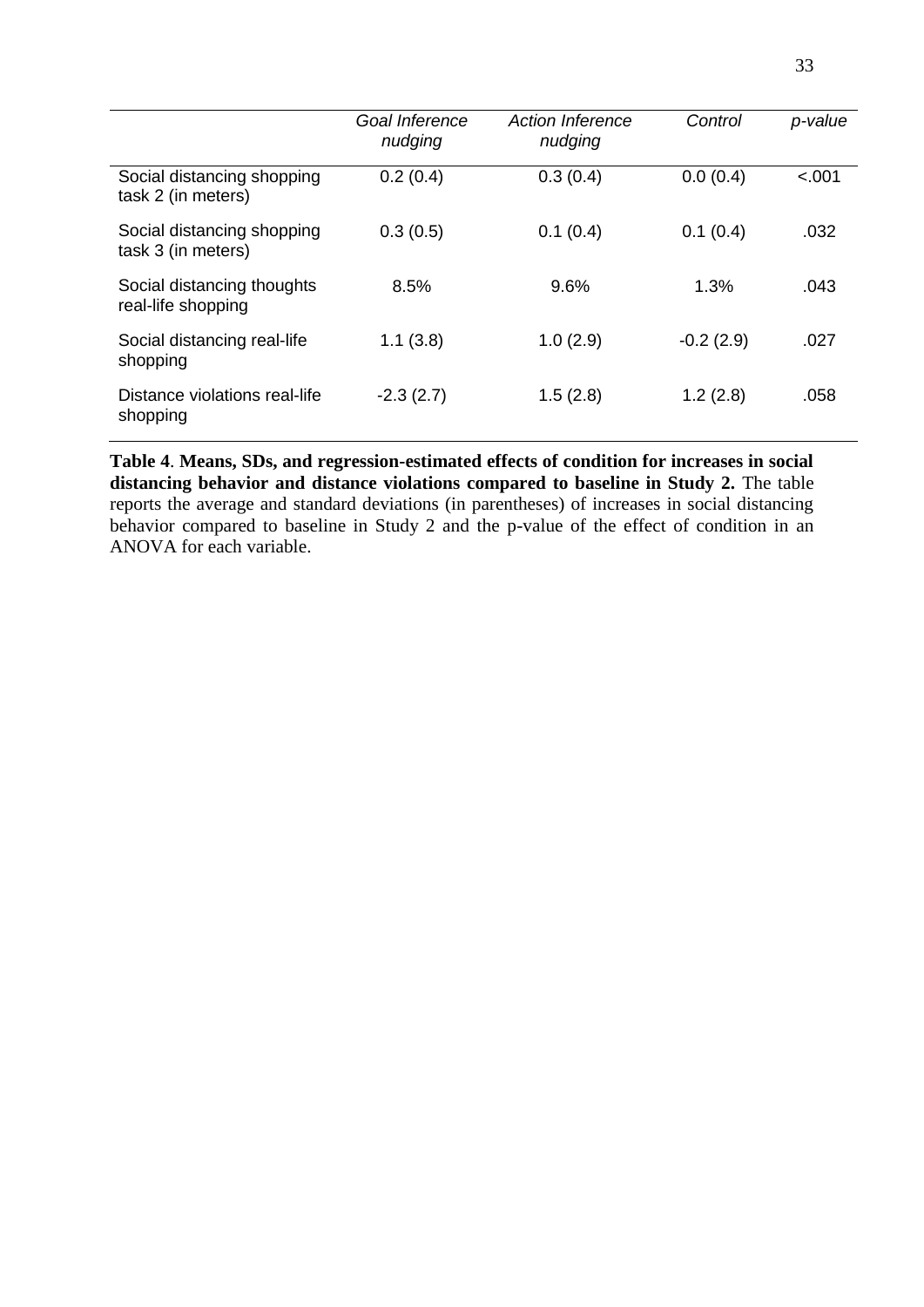| | *Goal Inference nudging* | *Action Inference nudging* | *Control* | *p-value* |
|---|---|---|---|---|
| Social distancing shopping task 2 (in meters) | 0.2 (0.4) | 0.3 (0.4) | 0.0 (0.4) | <.001 |
| Social distancing shopping task 3 (in meters) | 0.3 (0.5) | 0.1 (0.4) | 0.1 (0.4) | .032 |
| Social distancing thoughts real-life shopping | 8.5% | 9.6% | 1.3% | .043 |
| Social distancing real-life shopping | 1.1 (3.8) | 1.0 (2.9) | -0.2 (2.9) | .027 |
| Distance violations real-life shopping | -2.3 (2.7) | 1.5 (2.8) | 1.2 (2.8) | .058 |

**Table 4**. **Means, SDs, and regression-estimated effects of condition for increases in social distancing behavior and distance violations compared to baseline in Study 2.** The table reports the average and standard deviations (in parentheses) of increases in social distancing behavior compared to baseline in Study 2 and the p-value of the effect of condition in an ANOVA for each variable.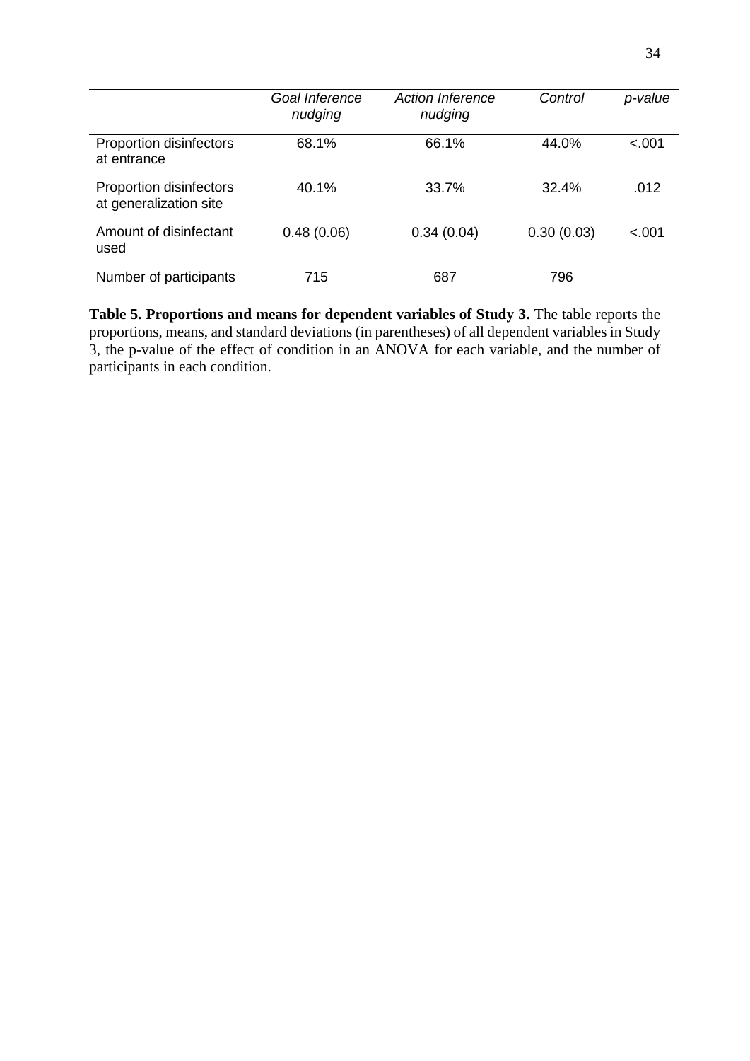| | *Goal Inference nudging* | *Action Inference nudging* | *Control* | *p-value* |
|---|---|---|---|---|
| Proportion disinfectors at entrance | 68.1% | 66.1% | 44.0% | <.001 |
| Proportion disinfectors at generalization site | 40.1% | 33.7% | 32.4% | .012 |
| Amount of disinfectant used | 0.48 (0.06) | 0.34 (0.04) | 0.30 (0.03) | <.001 |
| Number of participants | 715 | 687 | 796 | |

**Table 5. Proportions and means for dependent variables of Study 3.** The table reports the proportions, means, and standard deviations (in parentheses) of all dependent variables in Study 3, the p-value of the effect of condition in an ANOVA for each variable, and the number of participants in each condition.